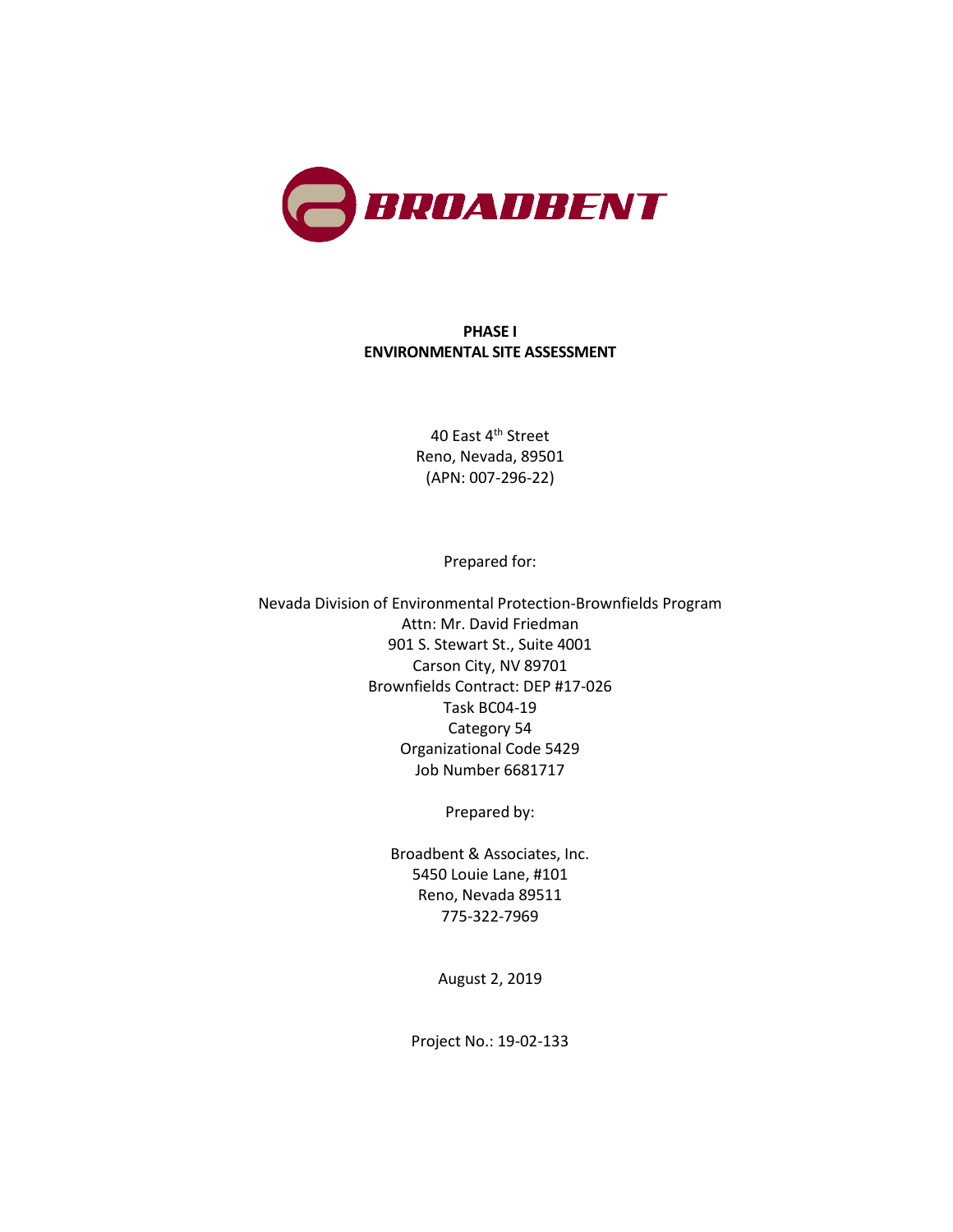BROADBENT

**PHASE I**
**ENVIRONMENTAL SITE ASSESSMENT**

40 East 4th Street
Reno, Nevada, 89501
(APN: 007-296-22)

Prepared for:

Nevada Division of Environmental Protection-Brownfields Program
Attn: Mr. David Friedman
901 S. Stewart St., Suite 4001
Carson City, NV 89701
Brownfields Contract: DEP #17-026
Task BC04-19
Category 54
Organizational Code 5429
Job Number 6681717

Prepared by:

Broadbent & Associates, Inc.
5450 Louie Lane, #101
Reno, Nevada 89511
775-322-7969

August 2, 2019

Project No.: 19-02-133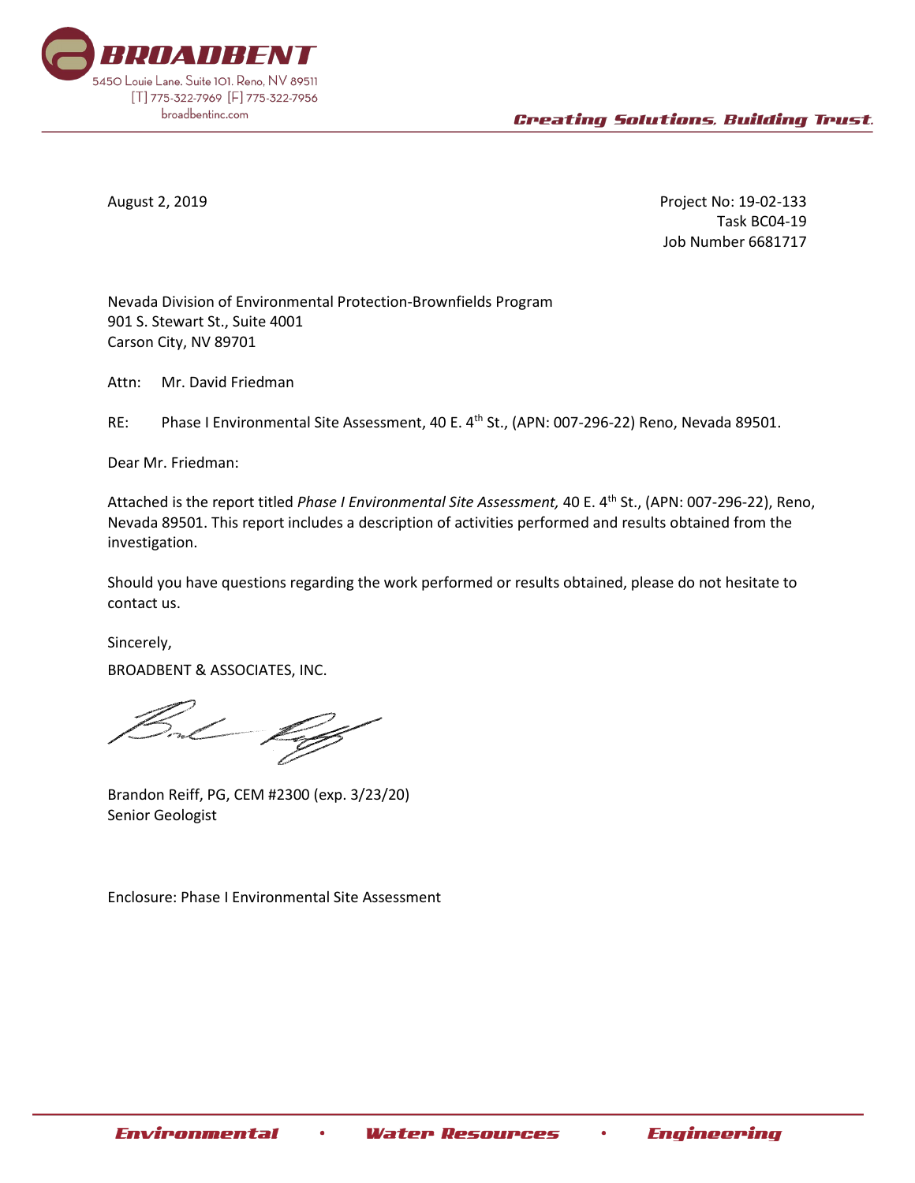August 2, 2019

Project No: 19-02-133
Task BC04-19
Job Number 6681717

Nevada Division of Environmental Protection-Brownfields Program
901 S. Stewart St., Suite 4001
Carson City, NV 89701

Attn: Mr. David Friedman

RE: Phase I Environmental Site Assessment, 40 E. 4th St., (APN: 007-296-22) Reno, Nevada 89501.

Dear Mr. Friedman:

Attached is the report titled *Phase I Environmental Site Assessment,* 40 E. 4th St., (APN: 007-296-22), Reno, Nevada 89501. This report includes a description of activities performed and results obtained from the investigation.

Should you have questions regarding the work performed or results obtained, please do not hesitate to contact us.

Sincerely,

BROADBENT & ASSOCIATES, INC.

Brandon Reiff, PG, CEM #2300 (exp. 3/23/20)
Senior Geologist

Enclosure: Phase I Environmental Site Assessment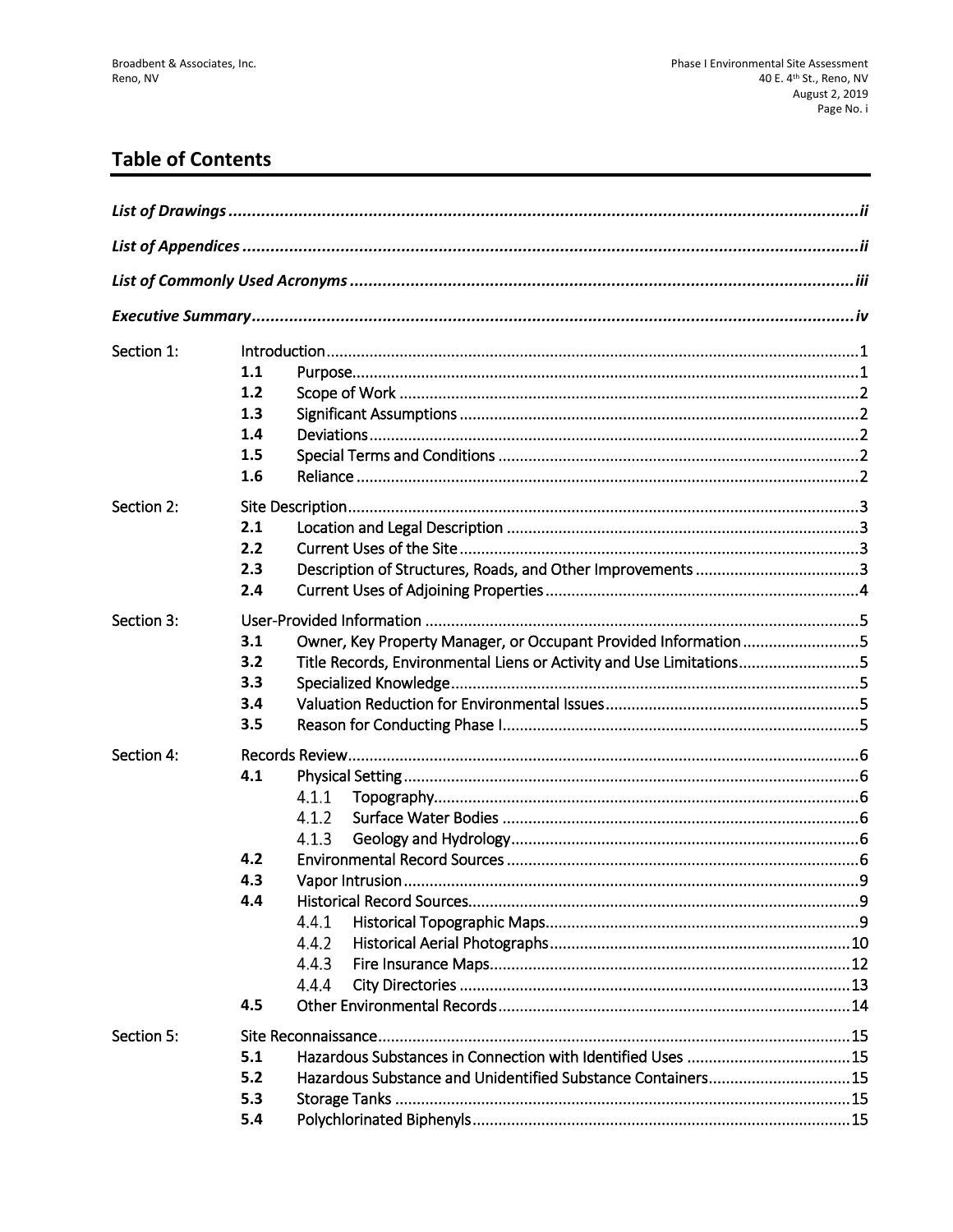# Table of Contents

***List of Drawings*** ........................................................................ ***ii***

***List of Appendices*** ........................................................................ ***ii***

***List of Commonly Used Acronyms*** ........................................................................ ***iii***

***Executive Summary*** ........................................................................ ***iv***

Section 1: Introduction ........................................................................ 1
- **1.1** Purpose ........................................................................ 1
- **1.2** Scope of Work ........................................................................ 2
- **1.3** Significant Assumptions ........................................................................ 2
- **1.4** Deviations ........................................................................ 2
- **1.5** Special Terms and Conditions ........................................................................ 2
- **1.6** Reliance ........................................................................ 2

Section 2: Site Description ........................................................................ 3
- **2.1** Location and Legal Description ........................................................................ 3
- **2.2** Current Uses of the Site ........................................................................ 3
- **2.3** Description of Structures, Roads, and Other Improvements ........................................................................ 3
- **2.4** Current Uses of Adjoining Properties ........................................................................ 4

Section 3: User-Provided Information ........................................................................ 5
- **3.1** Owner, Key Property Manager, or Occupant Provided Information ........................................................................ 5
- **3.2** Title Records, Environmental Liens or Activity and Use Limitations ........................................................................ 5
- **3.3** Specialized Knowledge ........................................................................ 5
- **3.4** Valuation Reduction for Environmental Issues ........................................................................ 5
- **3.5** Reason for Conducting Phase I ........................................................................ 5

Section 4: Records Review ........................................................................ 6
- **4.1** Physical Setting ........................................................................ 6
  - 4.1.1 Topography ........................................................................ 6
  - 4.1.2 Surface Water Bodies ........................................................................ 6
  - 4.1.3 Geology and Hydrology ........................................................................ 6
- **4.2** Environmental Record Sources ........................................................................ 6
- **4.3** Vapor Intrusion ........................................................................ 9
- **4.4** Historical Record Sources ........................................................................ 9
  - 4.4.1 Historical Topographic Maps ........................................................................ 9
  - 4.4.2 Historical Aerial Photographs ........................................................................ 10
  - 4.4.3 Fire Insurance Maps ........................................................................ 12
  - 4.4.4 City Directories ........................................................................ 13
- **4.5** Other Environmental Records ........................................................................ 14

Section 5: Site Reconnaissance ........................................................................ 15
- **5.1** Hazardous Substances in Connection with Identified Uses ........................................................................ 15
- **5.2** Hazardous Substance and Unidentified Substance Containers ........................................................................ 15
- **5.3** Storage Tanks ........................................................................ 15
- **5.4** Polychlorinated Biphenyls ........................................................................ 15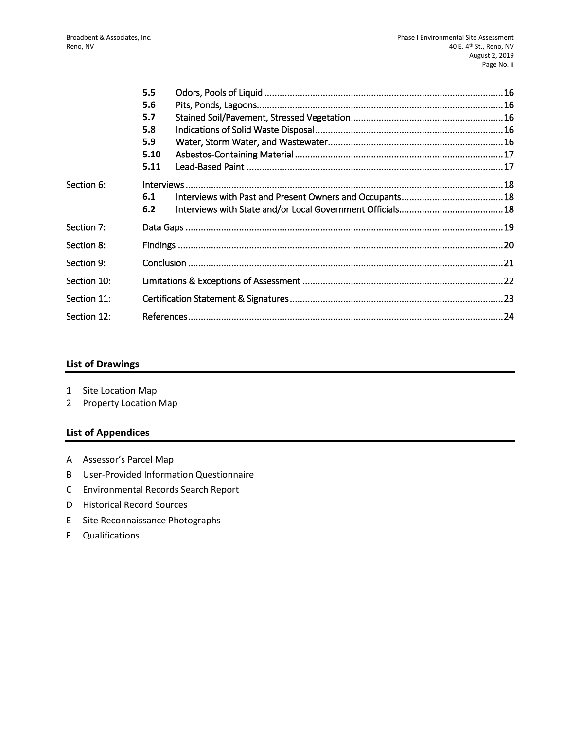| | | | |
|---|---|---|---|
| | **5.5** | Odors, Pools of Liquid | 16 |
| | **5.6** | Pits, Ponds, Lagoons | 16 |
| | **5.7** | Stained Soil/Pavement, Stressed Vegetation | 16 |
| | **5.8** | Indications of Solid Waste Disposal | 16 |
| | **5.9** | Water, Storm Water, and Wastewater | 16 |
| | **5.10** | Asbestos-Containing Material | 17 |
| | **5.11** | Lead-Based Paint | 17 |
| Section 6: | Interviews | | 18 |
| | **6.1** | Interviews with Past and Present Owners and Occupants | 18 |
| | **6.2** | Interviews with State and/or Local Government Officials | 18 |
| Section 7: | Data Gaps | | 19 |
| Section 8: | Findings | | 20 |
| Section 9: | Conclusion | | 21 |
| Section 10: | Limitations & Exceptions of Assessment | | 22 |
| Section 11: | Certification Statement & Signatures | | 23 |
| Section 12: | References | | 24 |

## List of Drawings

1 Site Location Map
2 Property Location Map

## List of Appendices

A Assessor's Parcel Map
B User-Provided Information Questionnaire
C Environmental Records Search Report
D Historical Record Sources
E Site Reconnaissance Photographs
F Qualifications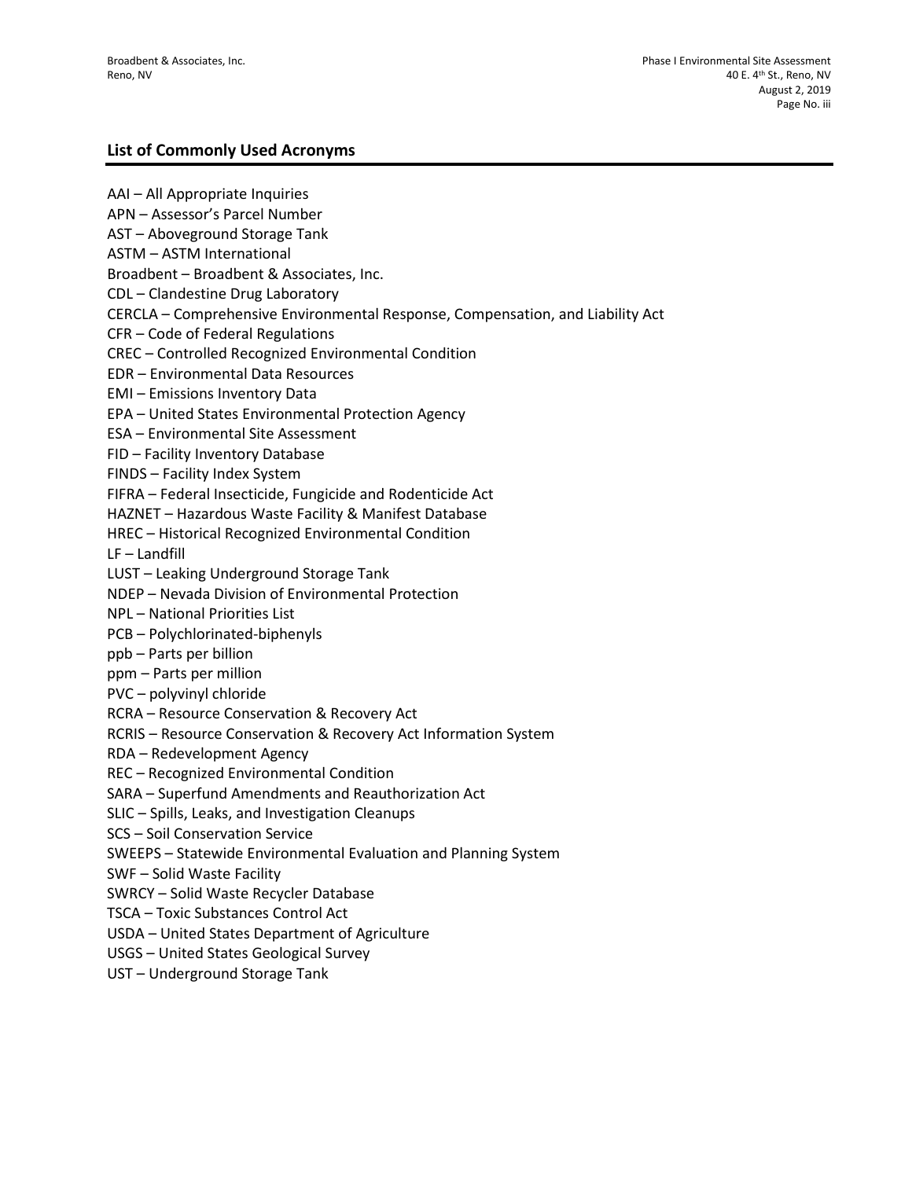## List of Commonly Used Acronyms

AAI – All Appropriate Inquiries
APN – Assessor's Parcel Number
AST – Aboveground Storage Tank
ASTM – ASTM International
Broadbent – Broadbent & Associates, Inc.
CDL – Clandestine Drug Laboratory
CERCLA – Comprehensive Environmental Response, Compensation, and Liability Act
CFR – Code of Federal Regulations
CREC – Controlled Recognized Environmental Condition
EDR – Environmental Data Resources
EMI – Emissions Inventory Data
EPA – United States Environmental Protection Agency
ESA – Environmental Site Assessment
FID – Facility Inventory Database
FINDS – Facility Index System
FIFRA – Federal Insecticide, Fungicide and Rodenticide Act
HAZNET – Hazardous Waste Facility & Manifest Database
HREC – Historical Recognized Environmental Condition
LF – Landfill
LUST – Leaking Underground Storage Tank
NDEP – Nevada Division of Environmental Protection
NPL – National Priorities List
PCB – Polychlorinated-biphenyls
ppb – Parts per billion
ppm – Parts per million
PVC – polyvinyl chloride
RCRA – Resource Conservation & Recovery Act
RCRIS – Resource Conservation & Recovery Act Information System
RDA – Redevelopment Agency
REC – Recognized Environmental Condition
SARA – Superfund Amendments and Reauthorization Act
SLIC – Spills, Leaks, and Investigation Cleanups
SCS – Soil Conservation Service
SWEEPS – Statewide Environmental Evaluation and Planning System
SWF – Solid Waste Facility
SWRCY – Solid Waste Recycler Database
TSCA – Toxic Substances Control Act
USDA – United States Department of Agriculture
USGS – United States Geological Survey
UST – Underground Storage Tank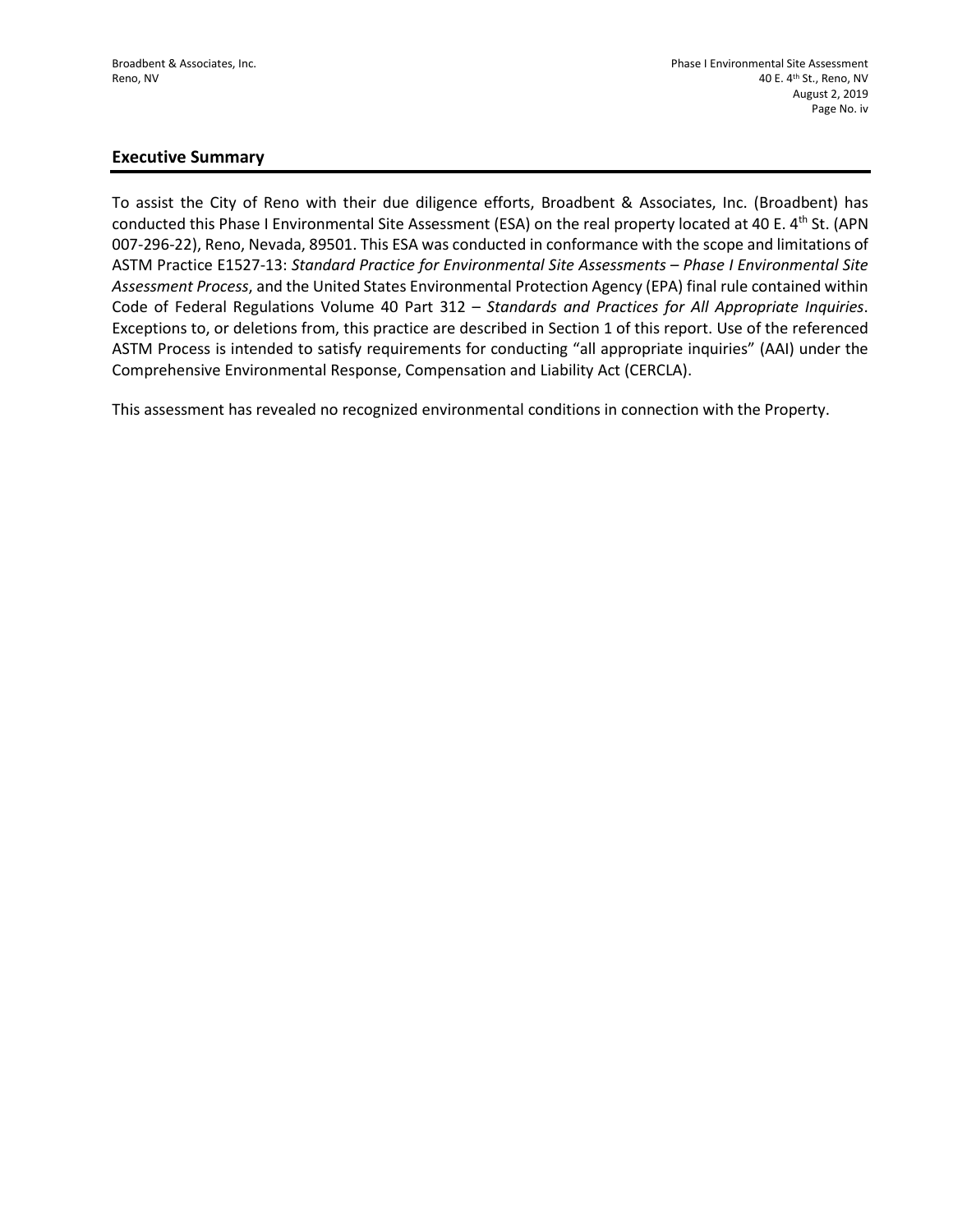## Executive Summary

To assist the City of Reno with their due diligence efforts, Broadbent & Associates, Inc. (Broadbent) has conducted this Phase I Environmental Site Assessment (ESA) on the real property located at 40 E. 4th St. (APN 007-296-22), Reno, Nevada, 89501. This ESA was conducted in conformance with the scope and limitations of ASTM Practice E1527-13: *Standard Practice for Environmental Site Assessments – Phase I Environmental Site Assessment Process*, and the United States Environmental Protection Agency (EPA) final rule contained within Code of Federal Regulations Volume 40 Part 312 – *Standards and Practices for All Appropriate Inquiries*. Exceptions to, or deletions from, this practice are described in Section 1 of this report. Use of the referenced ASTM Process is intended to satisfy requirements for conducting "all appropriate inquiries" (AAI) under the Comprehensive Environmental Response, Compensation and Liability Act (CERCLA).

This assessment has revealed no recognized environmental conditions in connection with the Property.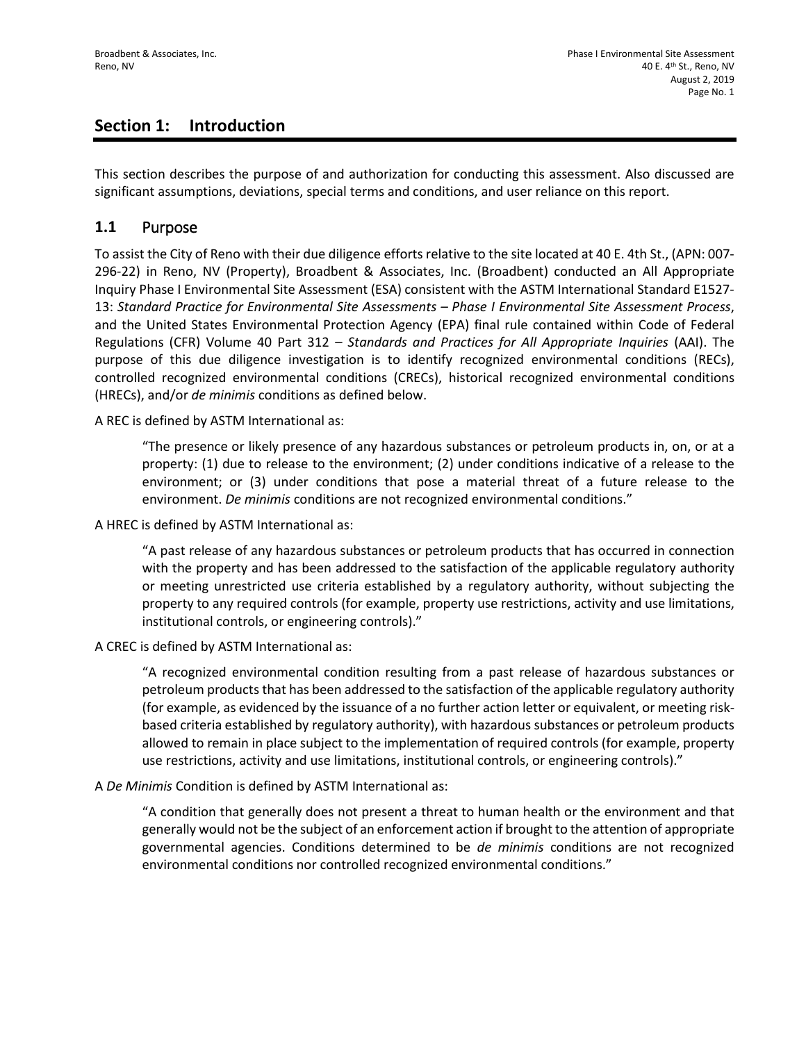## Section 1: Introduction

This section describes the purpose of and authorization for conducting this assessment. Also discussed are significant assumptions, deviations, special terms and conditions, and user reliance on this report.

### 1.1 Purpose

To assist the City of Reno with their due diligence efforts relative to the site located at 40 E. 4th St., (APN: 007-296-22) in Reno, NV (Property), Broadbent & Associates, Inc. (Broadbent) conducted an All Appropriate Inquiry Phase I Environmental Site Assessment (ESA) consistent with the ASTM International Standard E1527-13: *Standard Practice for Environmental Site Assessments – Phase I Environmental Site Assessment Process*, and the United States Environmental Protection Agency (EPA) final rule contained within Code of Federal Regulations (CFR) Volume 40 Part 312 – *Standards and Practices for All Appropriate Inquiries* (AAI). The purpose of this due diligence investigation is to identify recognized environmental conditions (RECs), controlled recognized environmental conditions (CRECs), historical recognized environmental conditions (HRECs), and/or *de minimis* conditions as defined below.

A REC is defined by ASTM International as:

> "The presence or likely presence of any hazardous substances or petroleum products in, on, or at a property: (1) due to release to the environment; (2) under conditions indicative of a release to the environment; or (3) under conditions that pose a material threat of a future release to the environment. *De minimis* conditions are not recognized environmental conditions."

A HREC is defined by ASTM International as:

> "A past release of any hazardous substances or petroleum products that has occurred in connection with the property and has been addressed to the satisfaction of the applicable regulatory authority or meeting unrestricted use criteria established by a regulatory authority, without subjecting the property to any required controls (for example, property use restrictions, activity and use limitations, institutional controls, or engineering controls)."

A CREC is defined by ASTM International as:

> "A recognized environmental condition resulting from a past release of hazardous substances or petroleum products that has been addressed to the satisfaction of the applicable regulatory authority (for example, as evidenced by the issuance of a no further action letter or equivalent, or meeting risk-based criteria established by regulatory authority), with hazardous substances or petroleum products allowed to remain in place subject to the implementation of required controls (for example, property use restrictions, activity and use limitations, institutional controls, or engineering controls)."

A *De Minimis* Condition is defined by ASTM International as:

> "A condition that generally does not present a threat to human health or the environment and that generally would not be the subject of an enforcement action if brought to the attention of appropriate governmental agencies. Conditions determined to be *de minimis* conditions are not recognized environmental conditions nor controlled recognized environmental conditions."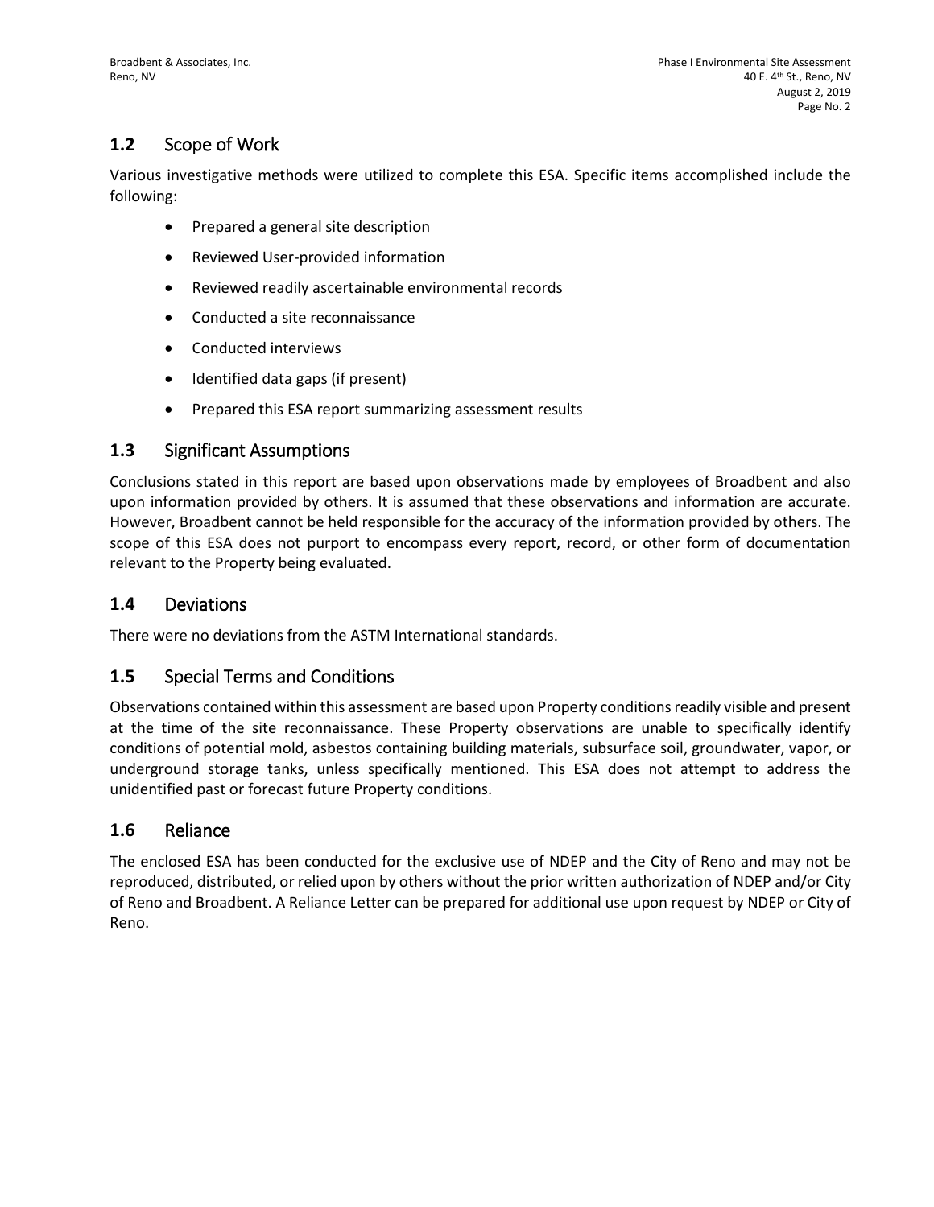## 1.2 Scope of Work

Various investigative methods were utilized to complete this ESA. Specific items accomplished include the following:

- Prepared a general site description
- Reviewed User-provided information
- Reviewed readily ascertainable environmental records
- Conducted a site reconnaissance
- Conducted interviews
- Identified data gaps (if present)
- Prepared this ESA report summarizing assessment results

## 1.3 Significant Assumptions

Conclusions stated in this report are based upon observations made by employees of Broadbent and also upon information provided by others. It is assumed that these observations and information are accurate. However, Broadbent cannot be held responsible for the accuracy of the information provided by others. The scope of this ESA does not purport to encompass every report, record, or other form of documentation relevant to the Property being evaluated.

## 1.4 Deviations

There were no deviations from the ASTM International standards.

## 1.5 Special Terms and Conditions

Observations contained within this assessment are based upon Property conditions readily visible and present at the time of the site reconnaissance. These Property observations are unable to specifically identify conditions of potential mold, asbestos containing building materials, subsurface soil, groundwater, vapor, or underground storage tanks, unless specifically mentioned. This ESA does not attempt to address the unidentified past or forecast future Property conditions.

## 1.6 Reliance

The enclosed ESA has been conducted for the exclusive use of NDEP and the City of Reno and may not be reproduced, distributed, or relied upon by others without the prior written authorization of NDEP and/or City of Reno and Broadbent. A Reliance Letter can be prepared for additional use upon request by NDEP or City of Reno.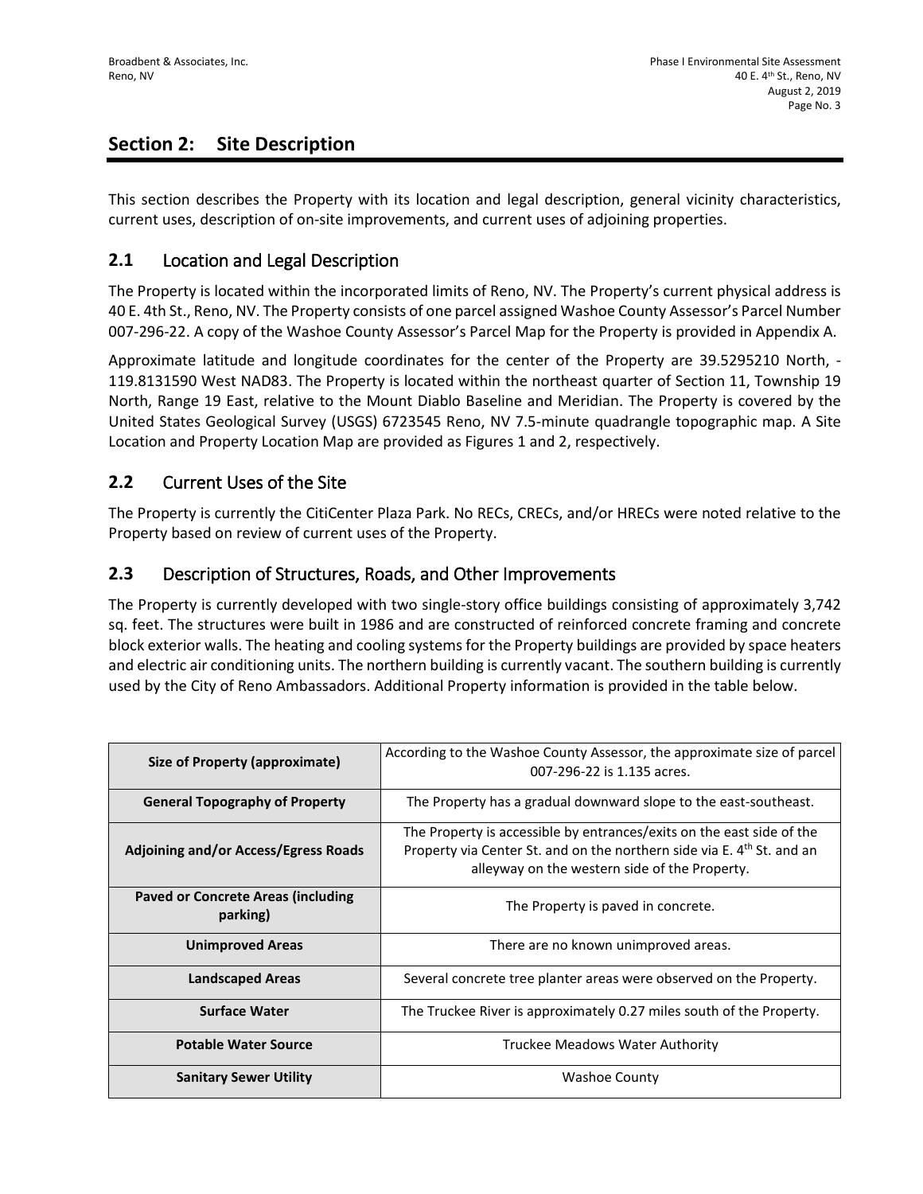## Section 2: Site Description

This section describes the Property with its location and legal description, general vicinity characteristics, current uses, description of on-site improvements, and current uses of adjoining properties.

### 2.1 Location and Legal Description

The Property is located within the incorporated limits of Reno, NV. The Property's current physical address is 40 E. 4th St., Reno, NV. The Property consists of one parcel assigned Washoe County Assessor's Parcel Number 007-296-22. A copy of the Washoe County Assessor's Parcel Map for the Property is provided in Appendix A.

Approximate latitude and longitude coordinates for the center of the Property are 39.5295210 North, -119.8131590 West NAD83. The Property is located within the northeast quarter of Section 11, Township 19 North, Range 19 East, relative to the Mount Diablo Baseline and Meridian. The Property is covered by the United States Geological Survey (USGS) 6723545 Reno, NV 7.5-minute quadrangle topographic map. A Site Location and Property Location Map are provided as Figures 1 and 2, respectively.

### 2.2 Current Uses of the Site

The Property is currently the CitiCenter Plaza Park. No RECs, CRECs, and/or HRECs were noted relative to the Property based on review of current uses of the Property.

### 2.3 Description of Structures, Roads, and Other Improvements

The Property is currently developed with two single-story office buildings consisting of approximately 3,742 sq. feet. The structures were built in 1986 and are constructed of reinforced concrete framing and concrete block exterior walls. The heating and cooling systems for the Property buildings are provided by space heaters and electric air conditioning units. The northern building is currently vacant. The southern building is currently used by the City of Reno Ambassadors. Additional Property information is provided in the table below.

| | |
|---|---|
| **Size of Property (approximate)** | According to the Washoe County Assessor, the approximate size of parcel 007-296-22 is 1.135 acres. |
| **General Topography of Property** | The Property has a gradual downward slope to the east-southeast. |
| **Adjoining and/or Access/Egress Roads** | The Property is accessible by entrances/exits on the east side of the Property via Center St. and on the northern side via E. 4th St. and an alleyway on the western side of the Property. |
| **Paved or Concrete Areas (including parking)** | The Property is paved in concrete. |
| **Unimproved Areas** | There are no known unimproved areas. |
| **Landscaped Areas** | Several concrete tree planter areas were observed on the Property. |
| **Surface Water** | The Truckee River is approximately 0.27 miles south of the Property. |
| **Potable Water Source** | Truckee Meadows Water Authority |
| **Sanitary Sewer Utility** | Washoe County |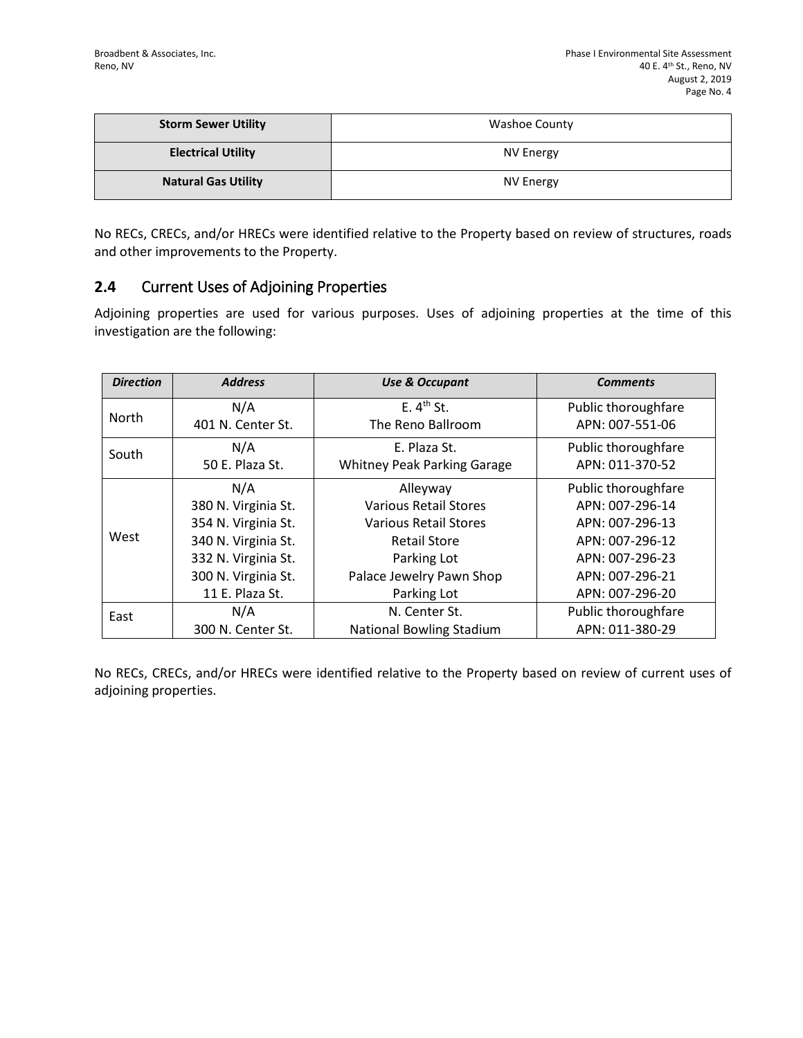| Storm Sewer Utility | Washoe County |
|---|---|
| Electrical Utility | NV Energy |
| Natural Gas Utility | NV Energy |

No RECs, CRECs, and/or HRECs were identified relative to the Property based on review of structures, roads and other improvements to the Property.

## 2.4 Current Uses of Adjoining Properties

Adjoining properties are used for various purposes. Uses of adjoining properties at the time of this investigation are the following:

| *Direction* | *Address* | *Use & Occupant* | *Comments* |
|---|---|---|---|
| North | N/A<br>401 N. Center St. | E. 4th St.<br>The Reno Ballroom | Public thoroughfare<br>APN: 007-551-06 |
| South | N/A<br>50 E. Plaza St. | E. Plaza St.<br>Whitney Peak Parking Garage | Public thoroughfare<br>APN: 011-370-52 |
| West | N/A<br>380 N. Virginia St.<br>354 N. Virginia St.<br>340 N. Virginia St.<br>332 N. Virginia St.<br>300 N. Virginia St.<br>11 E. Plaza St. | Alleyway<br>Various Retail Stores<br>Various Retail Stores<br>Retail Store<br>Parking Lot<br>Palace Jewelry Pawn Shop<br>Parking Lot | Public thoroughfare<br>APN: 007-296-14<br>APN: 007-296-13<br>APN: 007-296-12<br>APN: 007-296-23<br>APN: 007-296-21<br>APN: 007-296-20 |
| East | N/A<br>300 N. Center St. | N. Center St.<br>National Bowling Stadium | Public thoroughfare<br>APN: 011-380-29 |

No RECs, CRECs, and/or HRECs were identified relative to the Property based on review of current uses of adjoining properties.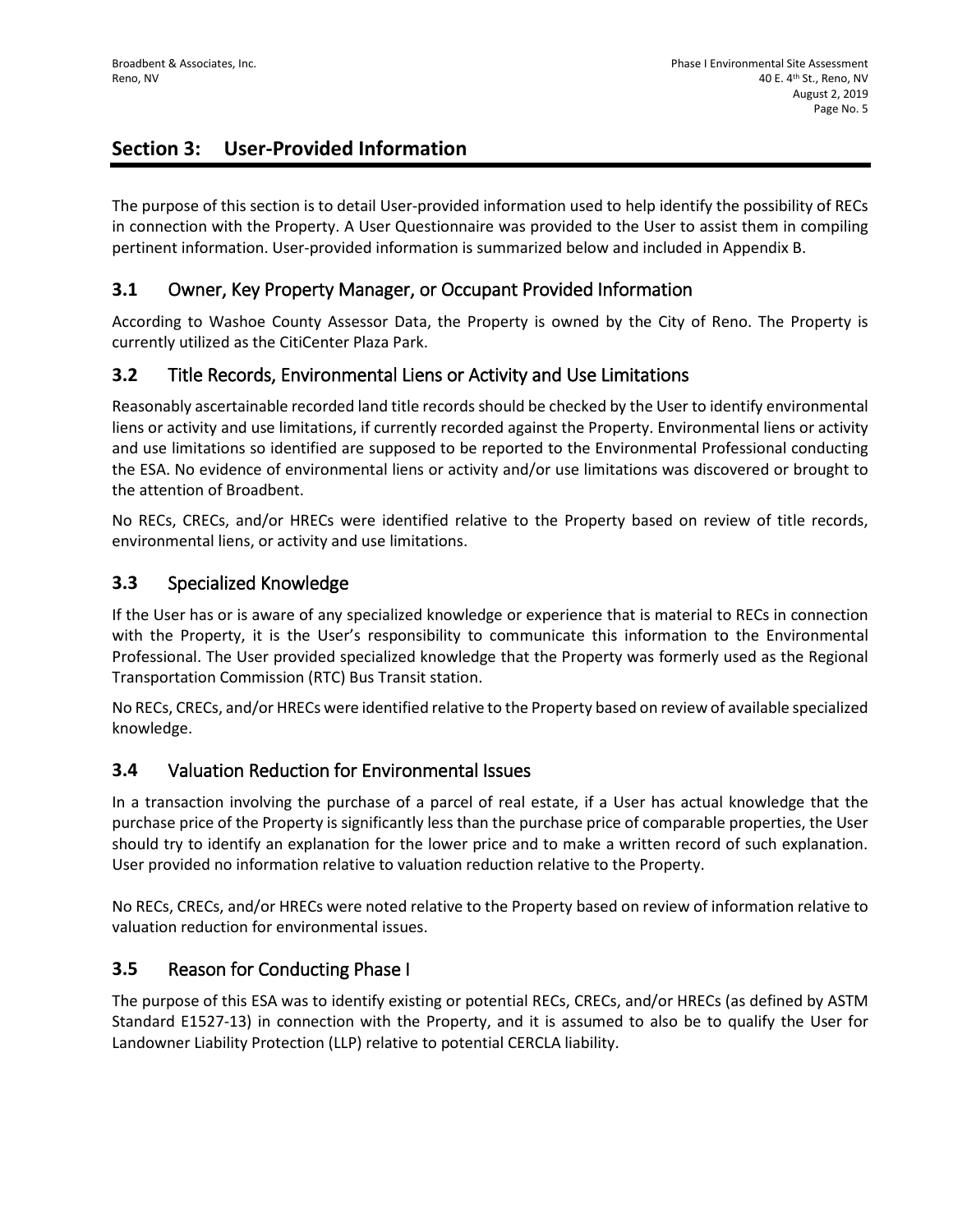## Section 3: User-Provided Information

The purpose of this section is to detail User-provided information used to help identify the possibility of RECs in connection with the Property. A User Questionnaire was provided to the User to assist them in compiling pertinent information. User-provided information is summarized below and included in Appendix B.

### 3.1 Owner, Key Property Manager, or Occupant Provided Information

According to Washoe County Assessor Data, the Property is owned by the City of Reno. The Property is currently utilized as the CitiCenter Plaza Park.

### 3.2 Title Records, Environmental Liens or Activity and Use Limitations

Reasonably ascertainable recorded land title records should be checked by the User to identify environmental liens or activity and use limitations, if currently recorded against the Property. Environmental liens or activity and use limitations so identified are supposed to be reported to the Environmental Professional conducting the ESA. No evidence of environmental liens or activity and/or use limitations was discovered or brought to the attention of Broadbent.

No RECs, CRECs, and/or HRECs were identified relative to the Property based on review of title records, environmental liens, or activity and use limitations.

### 3.3 Specialized Knowledge

If the User has or is aware of any specialized knowledge or experience that is material to RECs in connection with the Property, it is the User's responsibility to communicate this information to the Environmental Professional. The User provided specialized knowledge that the Property was formerly used as the Regional Transportation Commission (RTC) Bus Transit station.

No RECs, CRECs, and/or HRECs were identified relative to the Property based on review of available specialized knowledge.

### 3.4 Valuation Reduction for Environmental Issues

In a transaction involving the purchase of a parcel of real estate, if a User has actual knowledge that the purchase price of the Property is significantly less than the purchase price of comparable properties, the User should try to identify an explanation for the lower price and to make a written record of such explanation. User provided no information relative to valuation reduction relative to the Property.

No RECs, CRECs, and/or HRECs were noted relative to the Property based on review of information relative to valuation reduction for environmental issues.

### 3.5 Reason for Conducting Phase I

The purpose of this ESA was to identify existing or potential RECs, CRECs, and/or HRECs (as defined by ASTM Standard E1527-13) in connection with the Property, and it is assumed to also be to qualify the User for Landowner Liability Protection (LLP) relative to potential CERCLA liability.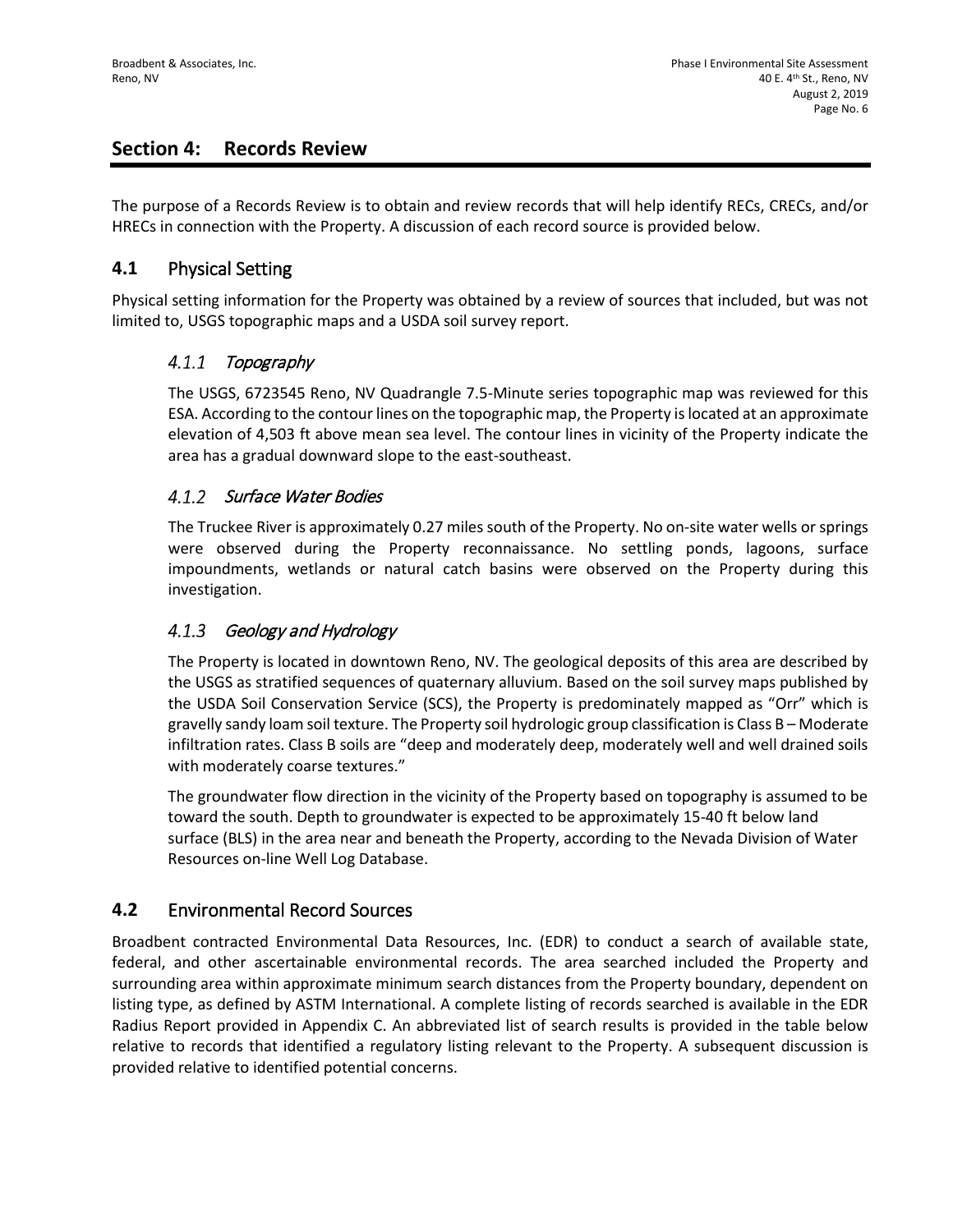## Section 4: Records Review

The purpose of a Records Review is to obtain and review records that will help identify RECs, CRECs, and/or HRECs in connection with the Property. A discussion of each record source is provided below.

### 4.1 Physical Setting

Physical setting information for the Property was obtained by a review of sources that included, but was not limited to, USGS topographic maps and a USDA soil survey report.

#### 4.1.1 *Topography*

The USGS, 6723545 Reno, NV Quadrangle 7.5-Minute series topographic map was reviewed for this ESA. According to the contour lines on the topographic map, the Property is located at an approximate elevation of 4,503 ft above mean sea level. The contour lines in vicinity of the Property indicate the area has a gradual downward slope to the east-southeast.

#### 4.1.2 *Surface Water Bodies*

The Truckee River is approximately 0.27 miles south of the Property. No on-site water wells or springs were observed during the Property reconnaissance. No settling ponds, lagoons, surface impoundments, wetlands or natural catch basins were observed on the Property during this investigation.

#### 4.1.3 *Geology and Hydrology*

The Property is located in downtown Reno, NV. The geological deposits of this area are described by the USGS as stratified sequences of quaternary alluvium. Based on the soil survey maps published by the USDA Soil Conservation Service (SCS), the Property is predominately mapped as "Orr" which is gravelly sandy loam soil texture. The Property soil hydrologic group classification is Class B – Moderate infiltration rates. Class B soils are "deep and moderately deep, moderately well and well drained soils with moderately coarse textures."

The groundwater flow direction in the vicinity of the Property based on topography is assumed to be toward the south. Depth to groundwater is expected to be approximately 15-40 ft below land surface (BLS) in the area near and beneath the Property, according to the Nevada Division of Water Resources on-line Well Log Database.

### 4.2 Environmental Record Sources

Broadbent contracted Environmental Data Resources, Inc. (EDR) to conduct a search of available state, federal, and other ascertainable environmental records. The area searched included the Property and surrounding area within approximate minimum search distances from the Property boundary, dependent on listing type, as defined by ASTM International. A complete listing of records searched is available in the EDR Radius Report provided in Appendix C. An abbreviated list of search results is provided in the table below relative to records that identified a regulatory listing relevant to the Property. A subsequent discussion is provided relative to identified potential concerns.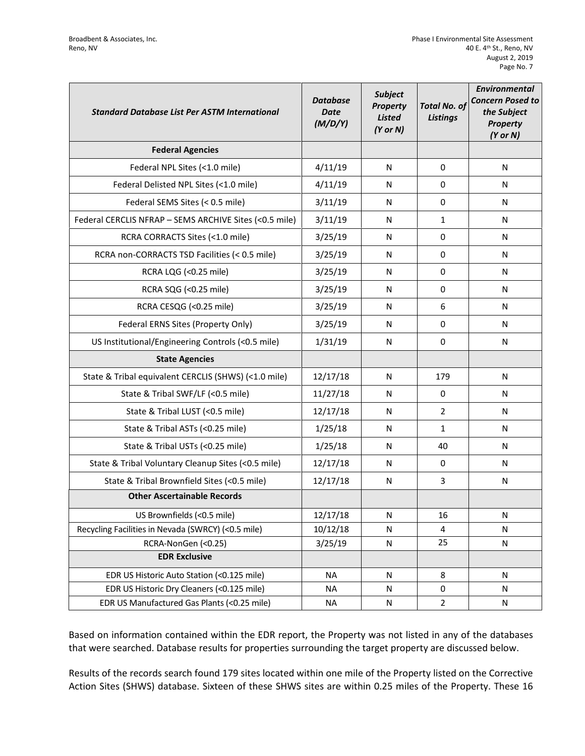| *Standard Database List Per ASTM International* | *Database Date (M/D/Y)* | *Subject Property Listed (Y or N)* | *Total No. of Listings* | *Environmental Concern Posed to the Subject Property (Y or N)* |
|---|---|---|---|---|
| **Federal Agencies** | | | | |
| Federal NPL Sites (<1.0 mile) | 4/11/19 | N | 0 | N |
| Federal Delisted NPL Sites (<1.0 mile) | 4/11/19 | N | 0 | N |
| Federal SEMS Sites (< 0.5 mile) | 3/11/19 | N | 0 | N |
| Federal CERCLIS NFRAP – SEMS ARCHIVE Sites (<0.5 mile) | 3/11/19 | N | 1 | N |
| RCRA CORRACTS Sites (<1.0 mile) | 3/25/19 | N | 0 | N |
| RCRA non-CORRACTS TSD Facilities (< 0.5 mile) | 3/25/19 | N | 0 | N |
| RCRA LQG (<0.25 mile) | 3/25/19 | N | 0 | N |
| RCRA SQG (<0.25 mile) | 3/25/19 | N | 0 | N |
| RCRA CESQG (<0.25 mile) | 3/25/19 | N | 6 | N |
| Federal ERNS Sites (Property Only) | 3/25/19 | N | 0 | N |
| US Institutional/Engineering Controls (<0.5 mile) | 1/31/19 | N | 0 | N |
| **State Agencies** | | | | |
| State & Tribal equivalent CERCLIS (SHWS) (<1.0 mile) | 12/17/18 | N | 179 | N |
| State & Tribal SWF/LF (<0.5 mile) | 11/27/18 | N | 0 | N |
| State & Tribal LUST (<0.5 mile) | 12/17/18 | N | 2 | N |
| State & Tribal ASTs (<0.25 mile) | 1/25/18 | N | 1 | N |
| State & Tribal USTs (<0.25 mile) | 1/25/18 | N | 40 | N |
| State & Tribal Voluntary Cleanup Sites (<0.5 mile) | 12/17/18 | N | 0 | N |
| State & Tribal Brownfield Sites (<0.5 mile) | 12/17/18 | N | 3 | N |
| **Other Ascertainable Records** | | | | |
| US Brownfields (<0.5 mile) | 12/17/18 | N | 16 | N |
| Recycling Facilities in Nevada (SWRCY) (<0.5 mile) | 10/12/18 | N | 4 | N |
| RCRA-NonGen (<0.25) | 3/25/19 | N | 25 | N |
| **EDR Exclusive** | | | | |
| EDR US Historic Auto Station (<0.125 mile) | NA | N | 8 | N |
| EDR US Historic Dry Cleaners (<0.125 mile) | NA | N | 0 | N |
| EDR US Manufactured Gas Plants (<0.25 mile) | NA | N | 2 | N |

Based on information contained within the EDR report, the Property was not listed in any of the databases that were searched. Database results for properties surrounding the target property are discussed below.

Results of the records search found 179 sites located within one mile of the Property listed on the Corrective Action Sites (SHWS) database. Sixteen of these SHWS sites are within 0.25 miles of the Property. These 16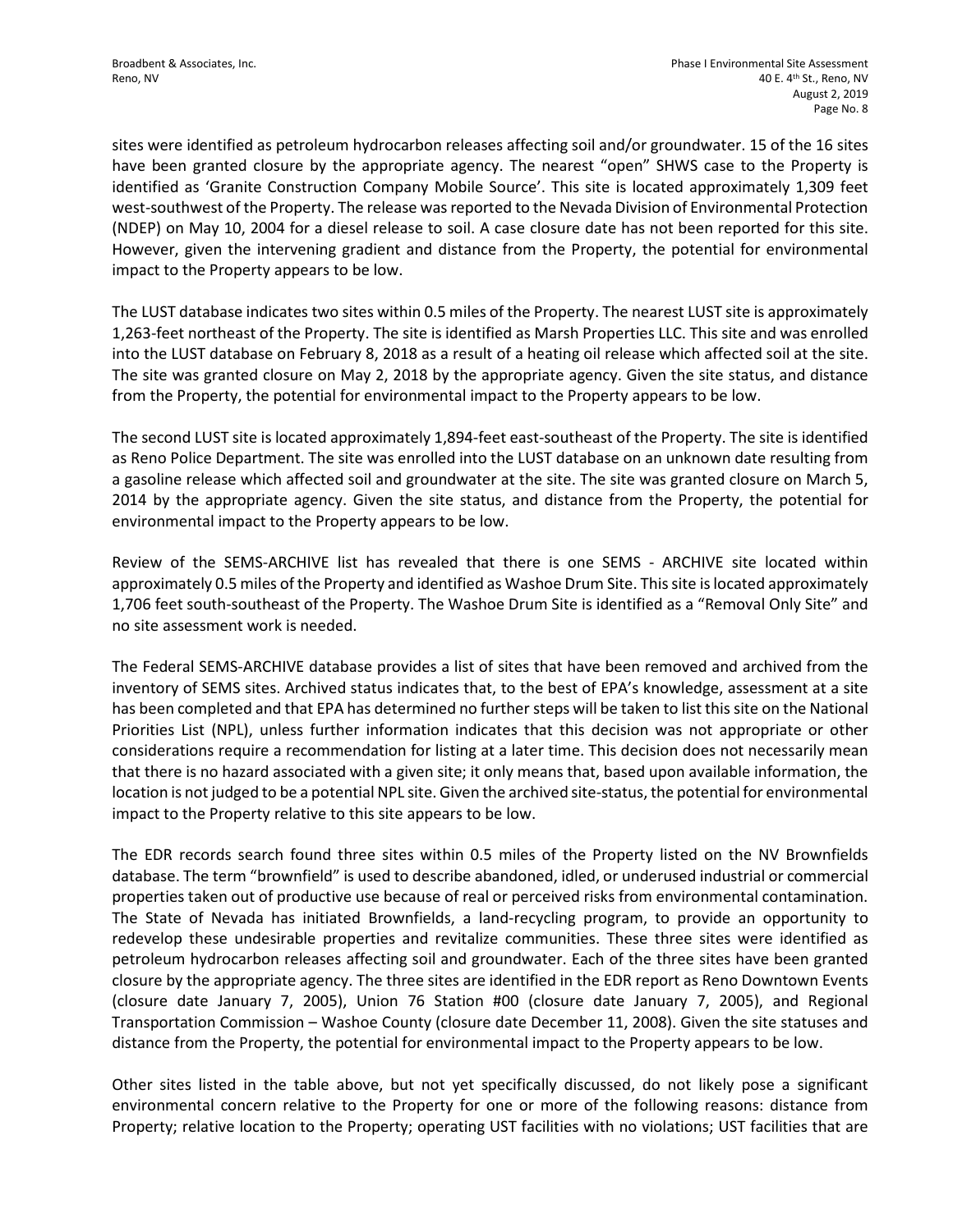sites were identified as petroleum hydrocarbon releases affecting soil and/or groundwater. 15 of the 16 sites have been granted closure by the appropriate agency. The nearest "open" SHWS case to the Property is identified as 'Granite Construction Company Mobile Source'. This site is located approximately 1,309 feet west-southwest of the Property. The release was reported to the Nevada Division of Environmental Protection (NDEP) on May 10, 2004 for a diesel release to soil. A case closure date has not been reported for this site. However, given the intervening gradient and distance from the Property, the potential for environmental impact to the Property appears to be low.

The LUST database indicates two sites within 0.5 miles of the Property. The nearest LUST site is approximately 1,263-feet northeast of the Property. The site is identified as Marsh Properties LLC. This site and was enrolled into the LUST database on February 8, 2018 as a result of a heating oil release which affected soil at the site. The site was granted closure on May 2, 2018 by the appropriate agency. Given the site status, and distance from the Property, the potential for environmental impact to the Property appears to be low.

The second LUST site is located approximately 1,894-feet east-southeast of the Property. The site is identified as Reno Police Department. The site was enrolled into the LUST database on an unknown date resulting from a gasoline release which affected soil and groundwater at the site. The site was granted closure on March 5, 2014 by the appropriate agency. Given the site status, and distance from the Property, the potential for environmental impact to the Property appears to be low.

Review of the SEMS-ARCHIVE list has revealed that there is one SEMS - ARCHIVE site located within approximately 0.5 miles of the Property and identified as Washoe Drum Site. This site is located approximately 1,706 feet south-southeast of the Property. The Washoe Drum Site is identified as a "Removal Only Site" and no site assessment work is needed.

The Federal SEMS-ARCHIVE database provides a list of sites that have been removed and archived from the inventory of SEMS sites. Archived status indicates that, to the best of EPA's knowledge, assessment at a site has been completed and that EPA has determined no further steps will be taken to list this site on the National Priorities List (NPL), unless further information indicates that this decision was not appropriate or other considerations require a recommendation for listing at a later time. This decision does not necessarily mean that there is no hazard associated with a given site; it only means that, based upon available information, the location is not judged to be a potential NPL site. Given the archived site-status, the potential for environmental impact to the Property relative to this site appears to be low.

The EDR records search found three sites within 0.5 miles of the Property listed on the NV Brownfields database. The term "brownfield" is used to describe abandoned, idled, or underused industrial or commercial properties taken out of productive use because of real or perceived risks from environmental contamination. The State of Nevada has initiated Brownfields, a land-recycling program, to provide an opportunity to redevelop these undesirable properties and revitalize communities. These three sites were identified as petroleum hydrocarbon releases affecting soil and groundwater. Each of the three sites have been granted closure by the appropriate agency. The three sites are identified in the EDR report as Reno Downtown Events (closure date January 7, 2005), Union 76 Station #00 (closure date January 7, 2005), and Regional Transportation Commission – Washoe County (closure date December 11, 2008). Given the site statuses and distance from the Property, the potential for environmental impact to the Property appears to be low.

Other sites listed in the table above, but not yet specifically discussed, do not likely pose a significant environmental concern relative to the Property for one or more of the following reasons: distance from Property; relative location to the Property; operating UST facilities with no violations; UST facilities that are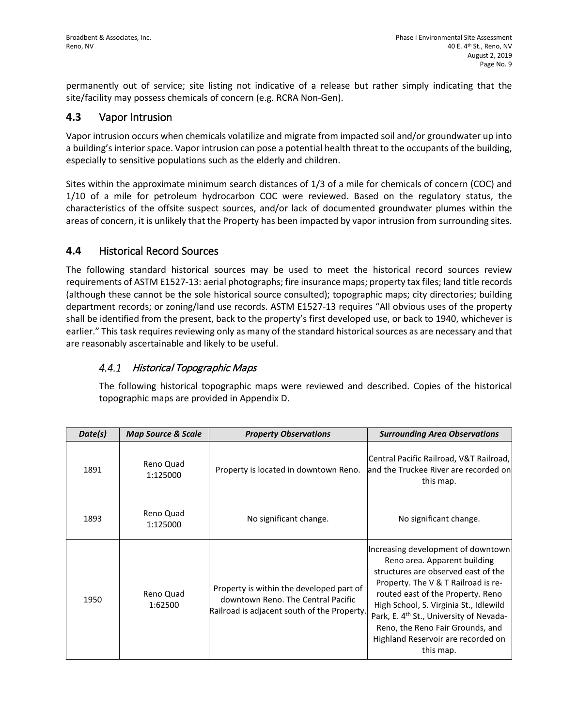permanently out of service; site listing not indicative of a release but rather simply indicating that the site/facility may possess chemicals of concern (e.g. RCRA Non-Gen).

## 4.3 Vapor Intrusion

Vapor intrusion occurs when chemicals volatilize and migrate from impacted soil and/or groundwater up into a building's interior space. Vapor intrusion can pose a potential health threat to the occupants of the building, especially to sensitive populations such as the elderly and children.

Sites within the approximate minimum search distances of 1/3 of a mile for chemicals of concern (COC) and 1/10 of a mile for petroleum hydrocarbon COC were reviewed. Based on the regulatory status, the characteristics of the offsite suspect sources, and/or lack of documented groundwater plumes within the areas of concern, it is unlikely that the Property has been impacted by vapor intrusion from surrounding sites.

## 4.4 Historical Record Sources

The following standard historical sources may be used to meet the historical record sources review requirements of ASTM E1527-13: aerial photographs; fire insurance maps; property tax files; land title records (although these cannot be the sole historical source consulted); topographic maps; city directories; building department records; or zoning/land use records. ASTM E1527-13 requires "All obvious uses of the property shall be identified from the present, back to the property's first developed use, or back to 1940, whichever is earlier." This task requires reviewing only as many of the standard historical sources as are necessary and that are reasonably ascertainable and likely to be useful.

### *4.4.1 Historical Topographic Maps*

The following historical topographic maps were reviewed and described. Copies of the historical topographic maps are provided in Appendix D.

| ***Date(s)*** | ***Map Source & Scale*** | ***Property Observations*** | ***Surrounding Area Observations*** |
|---|---|---|---|
| 1891 | Reno Quad 1:125000 | Property is located in downtown Reno. | Central Pacific Railroad, V&T Railroad, and the Truckee River are recorded on this map. |
| 1893 | Reno Quad 1:125000 | No significant change. | No significant change. |
| 1950 | Reno Quad 1:62500 | Property is within the developed part of downtown Reno. The Central Pacific Railroad is adjacent south of the Property. | Increasing development of downtown Reno area. Apparent building structures are observed east of the Property. The V & T Railroad is re-routed east of the Property. Reno High School, S. Virginia St., Idlewild Park, E. 4th St., University of Nevada-Reno, the Reno Fair Grounds, and Highland Reservoir are recorded on this map. |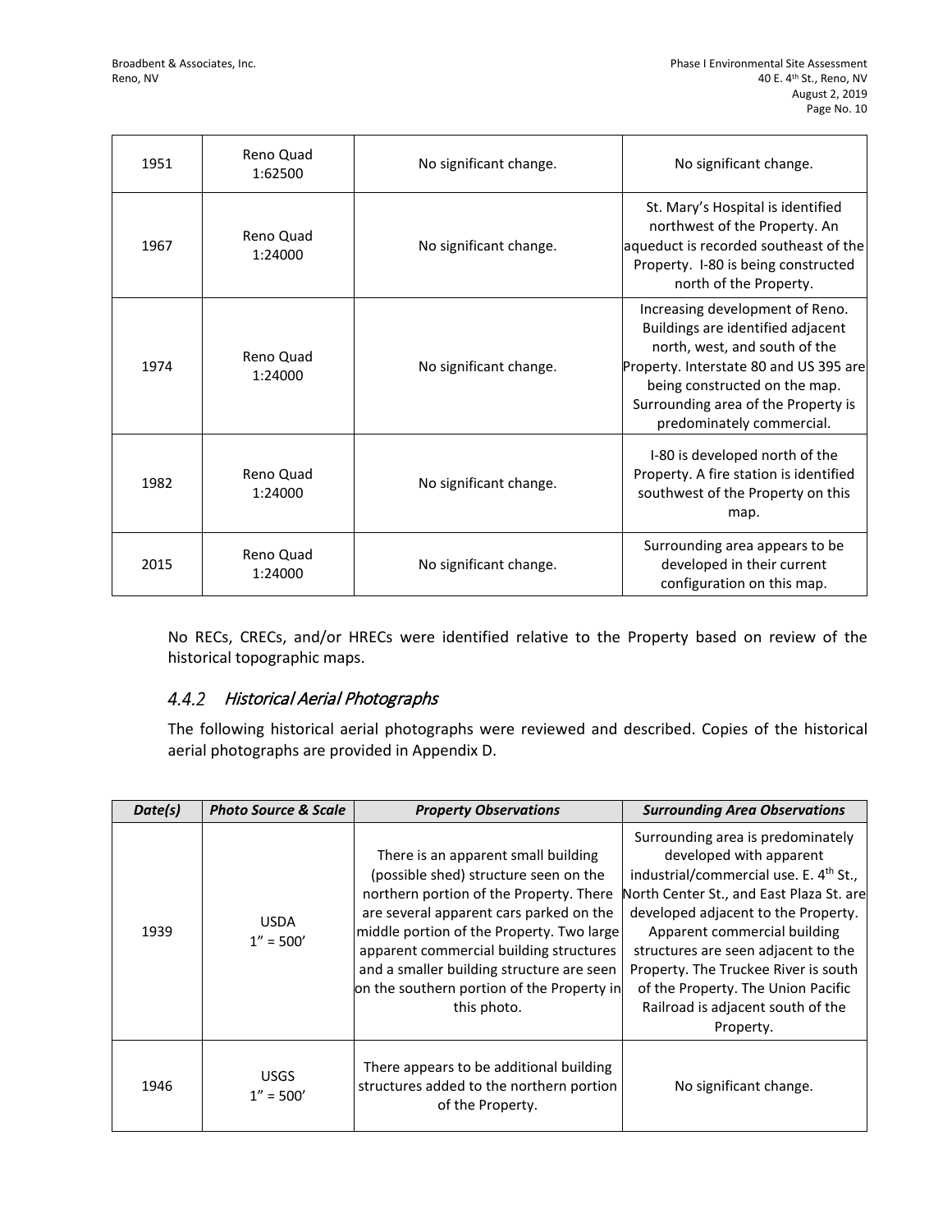| | | | |
|---|---|---|---|
| 1951 | Reno Quad 1:62500 | No significant change. | No significant change. |
| 1967 | Reno Quad 1:24000 | No significant change. | St. Mary's Hospital is identified northwest of the Property. An aqueduct is recorded southeast of the Property. I-80 is being constructed north of the Property. |
| 1974 | Reno Quad 1:24000 | No significant change. | Increasing development of Reno. Buildings are identified adjacent north, west, and south of the Property. Interstate 80 and US 395 are being constructed on the map. Surrounding area of the Property is predominately commercial. |
| 1982 | Reno Quad 1:24000 | No significant change. | I-80 is developed north of the Property. A fire station is identified southwest of the Property on this map. |
| 2015 | Reno Quad 1:24000 | No significant change. | Surrounding area appears to be developed in their current configuration on this map. |

No RECs, CRECs, and/or HRECs were identified relative to the Property based on review of the historical topographic maps.

### 4.4.2 *Historical Aerial Photographs*

The following historical aerial photographs were reviewed and described. Copies of the historical aerial photographs are provided in Appendix D.

| ***Date(s)*** | ***Photo Source & Scale*** | ***Property Observations*** | ***Surrounding Area Observations*** |
|---|---|---|---|
| 1939 | USDA 1" = 500' | There is an apparent small building (possible shed) structure seen on the northern portion of the Property. There are several apparent cars parked on the middle portion of the Property. Two large apparent commercial building structures and a smaller building structure are seen on the southern portion of the Property in this photo. | Surrounding area is predominately developed with apparent industrial/commercial use. E. 4th St., North Center St., and East Plaza St. are developed adjacent to the Property. Apparent commercial building structures are seen adjacent to the Property. The Truckee River is south of the Property. The Union Pacific Railroad is adjacent south of the Property. |
| 1946 | USGS 1" = 500' | There appears to be additional building structures added to the northern portion of the Property. | No significant change. |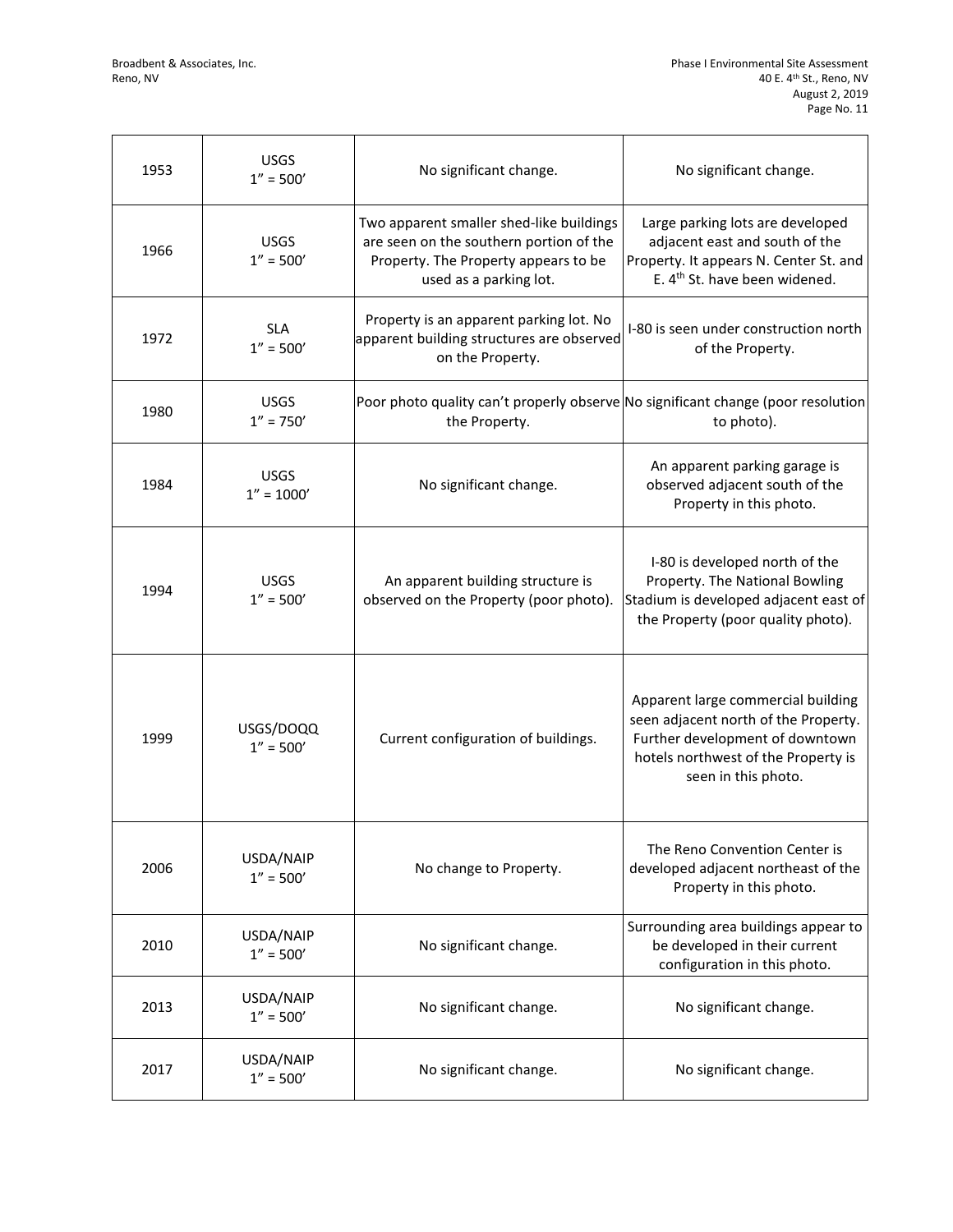| 1953 | USGS 1" = 500' | No significant change. | No significant change. |
|---|---|---|---|
| 1966 | USGS 1" = 500' | Two apparent smaller shed-like buildings are seen on the southern portion of the Property. The Property appears to be used as a parking lot. | Large parking lots are developed adjacent east and south of the Property. It appears N. Center St. and E. 4th St. have been widened. |
| 1972 | SLA 1" = 500' | Property is an apparent parking lot. No apparent building structures are observed on the Property. | I-80 is seen under construction north of the Property. |
| 1980 | USGS 1" = 750' | Poor photo quality can't properly observe the Property. | No significant change (poor resolution to photo). |
| 1984 | USGS 1" = 1000' | No significant change. | An apparent parking garage is observed adjacent south of the Property in this photo. |
| 1994 | USGS 1" = 500' | An apparent building structure is observed on the Property (poor photo). | I-80 is developed north of the Property. The National Bowling Stadium is developed adjacent east of the Property (poor quality photo). |
| 1999 | USGS/DOQQ 1" = 500' | Current configuration of buildings. | Apparent large commercial building seen adjacent north of the Property. Further development of downtown hotels northwest of the Property is seen in this photo. |
| 2006 | USDA/NAIP 1" = 500' | No change to Property. | The Reno Convention Center is developed adjacent northeast of the Property in this photo. |
| 2010 | USDA/NAIP 1" = 500' | No significant change. | Surrounding area buildings appear to be developed in their current configuration in this photo. |
| 2013 | USDA/NAIP 1" = 500' | No significant change. | No significant change. |
| 2017 | USDA/NAIP 1" = 500' | No significant change. | No significant change. |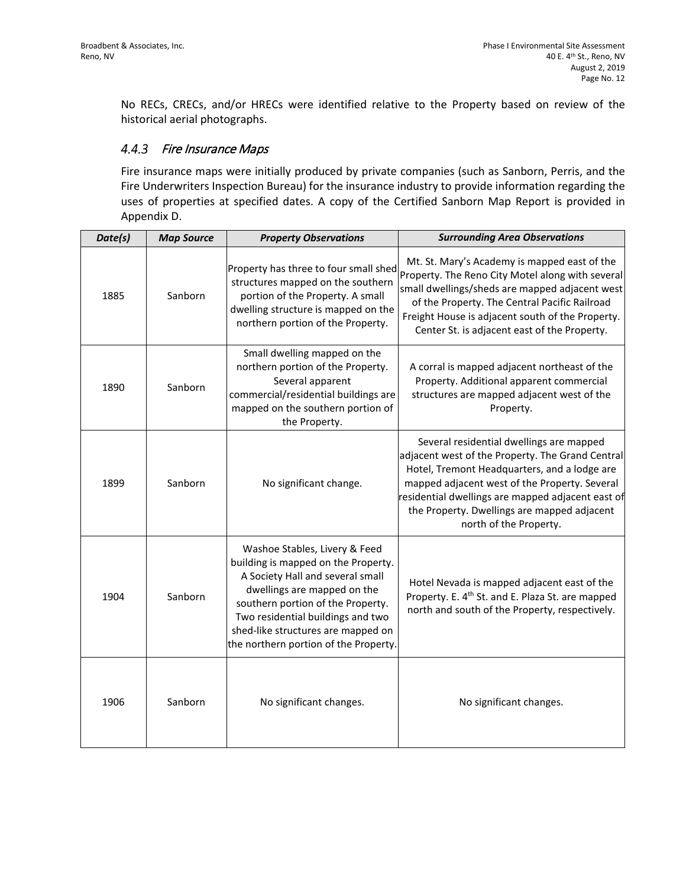No RECs, CRECs, and/or HRECs were identified relative to the Property based on review of the historical aerial photographs.

### *4.4.3 Fire Insurance Maps*

Fire insurance maps were initially produced by private companies (such as Sanborn, Perris, and the Fire Underwriters Inspection Bureau) for the insurance industry to provide information regarding the uses of properties at specified dates. A copy of the Certified Sanborn Map Report is provided in Appendix D.

| ***Date(s)*** | ***Map Source*** | ***Property Observations*** | ***Surrounding Area Observations*** |
|---|---|---|---|
| 1885 | Sanborn | Property has three to four small shed structures mapped on the southern portion of the Property. A small dwelling structure is mapped on the northern portion of the Property. | Mt. St. Mary's Academy is mapped east of the Property. The Reno City Motel along with several small dwellings/sheds are mapped adjacent west of the Property. The Central Pacific Railroad Freight House is adjacent south of the Property. Center St. is adjacent east of the Property. |
| 1890 | Sanborn | Small dwelling mapped on the northern portion of the Property. Several apparent commercial/residential buildings are mapped on the southern portion of the Property. | A corral is mapped adjacent northeast of the Property. Additional apparent commercial structures are mapped adjacent west of the Property. |
| 1899 | Sanborn | No significant change. | Several residential dwellings are mapped adjacent west of the Property. The Grand Central Hotel, Tremont Headquarters, and a lodge are mapped adjacent west of the Property. Several residential dwellings are mapped adjacent east of the Property. Dwellings are mapped adjacent north of the Property. |
| 1904 | Sanborn | Washoe Stables, Livery & Feed building is mapped on the Property. A Society Hall and several small dwellings are mapped on the southern portion of the Property. Two residential buildings and two shed-like structures are mapped on the northern portion of the Property. | Hotel Nevada is mapped adjacent east of the Property. E. 4th St. and E. Plaza St. are mapped north and south of the Property, respectively. |
| 1906 | Sanborn | No significant changes. | No significant changes. |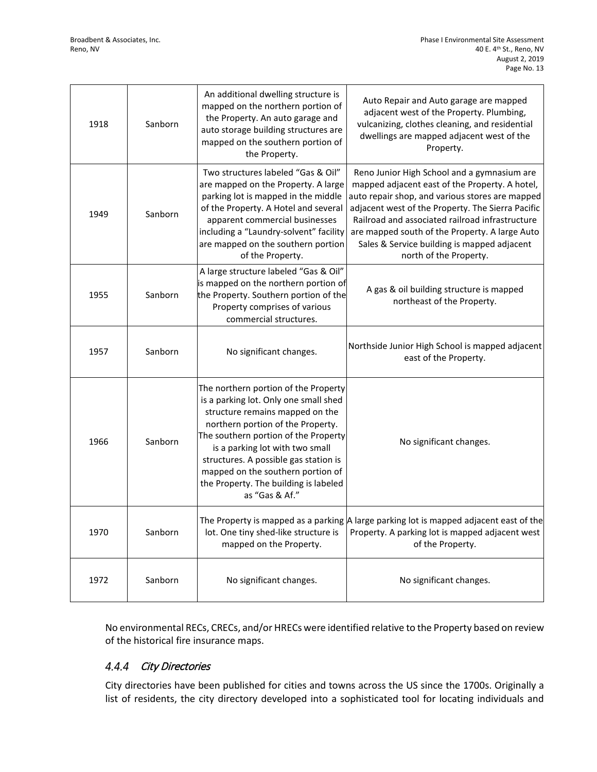| 1918 | Sanborn | An additional dwelling structure is mapped on the northern portion of the Property. An auto garage and auto storage building structures are mapped on the southern portion of the Property. | Auto Repair and Auto garage are mapped adjacent west of the Property. Plumbing, vulcanizing, clothes cleaning, and residential dwellings are mapped adjacent west of the Property. |
|---|---|---|---|
| 1949 | Sanborn | Two structures labeled "Gas & Oil" are mapped on the Property. A large parking lot is mapped in the middle of the Property. A Hotel and several apparent commercial businesses including a "Laundry-solvent" facility are mapped on the southern portion of the Property. | Reno Junior High School and a gymnasium are mapped adjacent east of the Property. A hotel, auto repair shop, and various stores are mapped adjacent west of the Property. The Sierra Pacific Railroad and associated railroad infrastructure are mapped south of the Property. A large Auto Sales & Service building is mapped adjacent north of the Property. |
| 1955 | Sanborn | A large structure labeled "Gas & Oil" is mapped on the northern portion of the Property. Southern portion of the Property comprises of various commercial structures. | A gas & oil building structure is mapped northeast of the Property. |
| 1957 | Sanborn | No significant changes. | Northside Junior High School is mapped adjacent east of the Property. |
| 1966 | Sanborn | The northern portion of the Property is a parking lot. Only one small shed structure remains mapped on the northern portion of the Property. The southern portion of the Property is a parking lot with two small structures. A possible gas station is mapped on the southern portion of the Property. The building is labeled as "Gas & Af." | No significant changes. |
| 1970 | Sanborn | The Property is mapped as a parking lot. One tiny shed-like structure is mapped on the Property. | A large parking lot is mapped adjacent east of the Property. A parking lot is mapped adjacent west of the Property. |
| 1972 | Sanborn | No significant changes. | No significant changes. |

No environmental RECs, CRECs, and/or HRECs were identified relative to the Property based on review of the historical fire insurance maps.

### 4.4.4 *City Directories*

City directories have been published for cities and towns across the US since the 1700s. Originally a list of residents, the city directory developed into a sophisticated tool for locating individuals and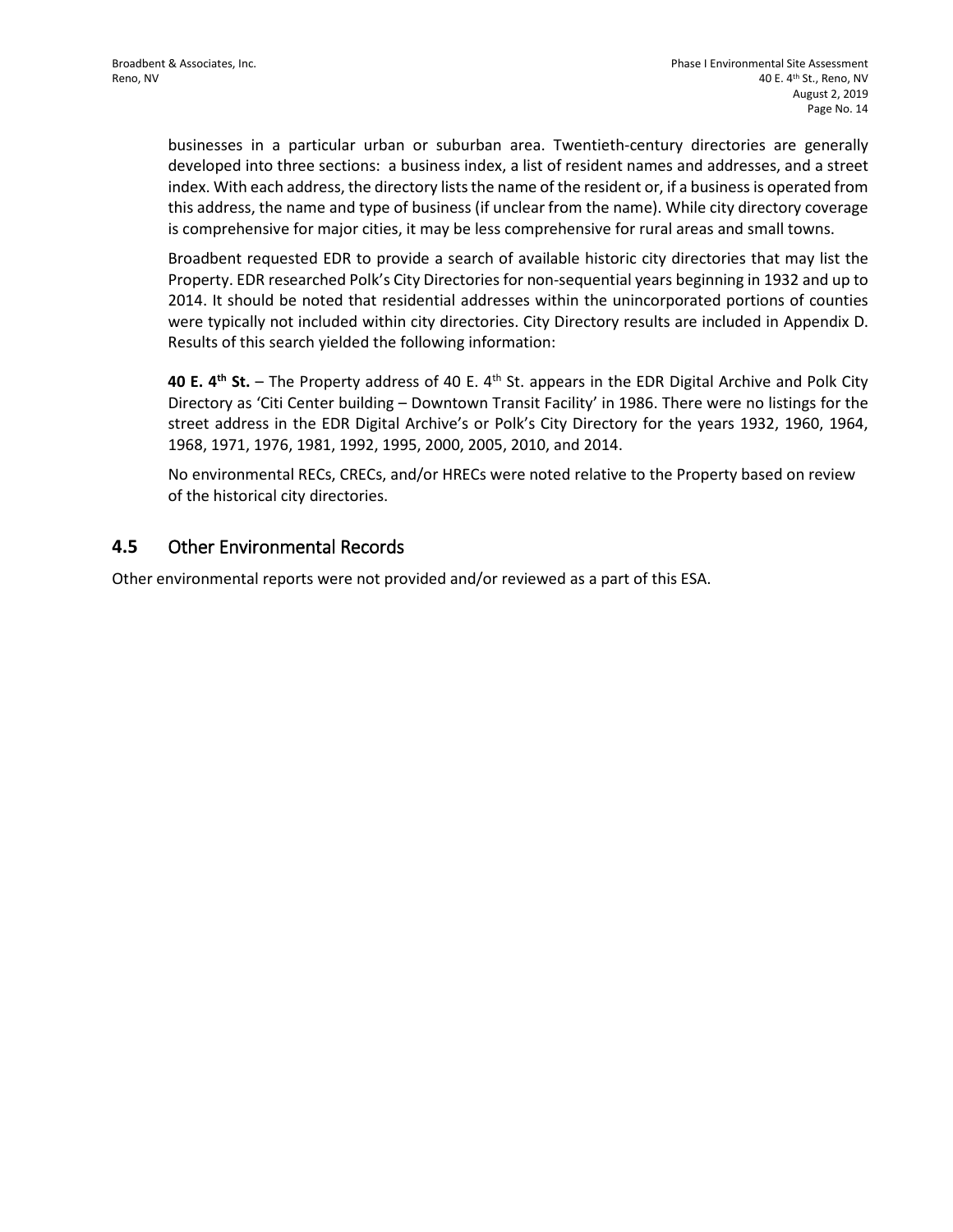businesses in a particular urban or suburban area. Twentieth-century directories are generally developed into three sections: a business index, a list of resident names and addresses, and a street index. With each address, the directory lists the name of the resident or, if a business is operated from this address, the name and type of business (if unclear from the name). While city directory coverage is comprehensive for major cities, it may be less comprehensive for rural areas and small towns.

Broadbent requested EDR to provide a search of available historic city directories that may list the Property. EDR researched Polk's City Directories for non-sequential years beginning in 1932 and up to 2014. It should be noted that residential addresses within the unincorporated portions of counties were typically not included within city directories. City Directory results are included in Appendix D. Results of this search yielded the following information:

**40 E. 4th St.** – The Property address of 40 E. 4th St. appears in the EDR Digital Archive and Polk City Directory as 'Citi Center building – Downtown Transit Facility' in 1986. There were no listings for the street address in the EDR Digital Archive's or Polk's City Directory for the years 1932, 1960, 1964, 1968, 1971, 1976, 1981, 1992, 1995, 2000, 2005, 2010, and 2014.

No environmental RECs, CRECs, and/or HRECs were noted relative to the Property based on review of the historical city directories.

## 4.5 Other Environmental Records

Other environmental reports were not provided and/or reviewed as a part of this ESA.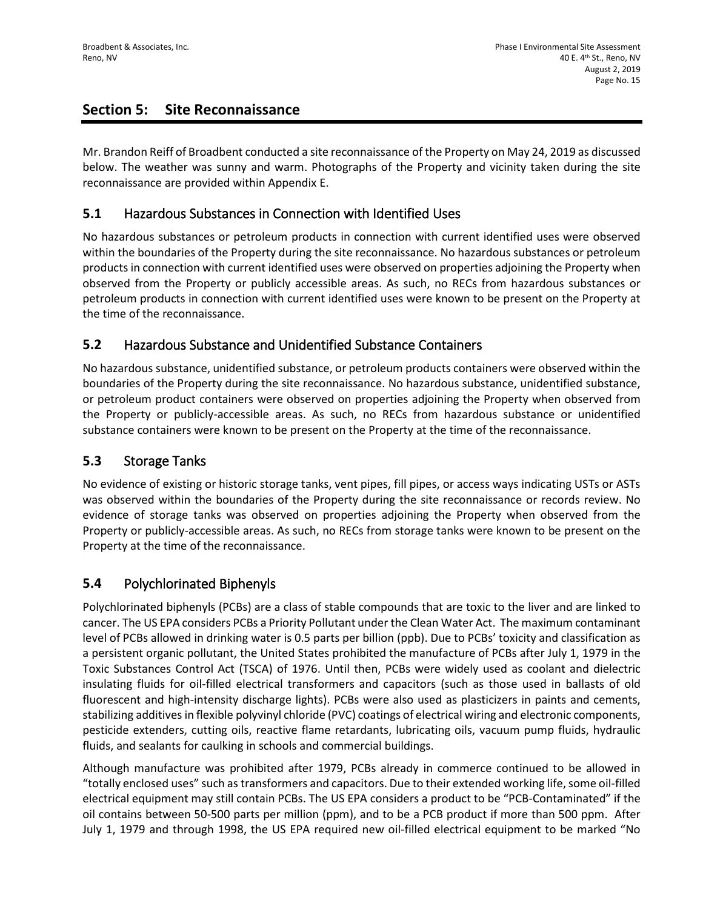## Section 5: Site Reconnaissance

Mr. Brandon Reiff of Broadbent conducted a site reconnaissance of the Property on May 24, 2019 as discussed below. The weather was sunny and warm. Photographs of the Property and vicinity taken during the site reconnaissance are provided within Appendix E.

### 5.1 Hazardous Substances in Connection with Identified Uses

No hazardous substances or petroleum products in connection with current identified uses were observed within the boundaries of the Property during the site reconnaissance. No hazardous substances or petroleum products in connection with current identified uses were observed on properties adjoining the Property when observed from the Property or publicly accessible areas. As such, no RECs from hazardous substances or petroleum products in connection with current identified uses were known to be present on the Property at the time of the reconnaissance.

### 5.2 Hazardous Substance and Unidentified Substance Containers

No hazardous substance, unidentified substance, or petroleum products containers were observed within the boundaries of the Property during the site reconnaissance. No hazardous substance, unidentified substance, or petroleum product containers were observed on properties adjoining the Property when observed from the Property or publicly-accessible areas. As such, no RECs from hazardous substance or unidentified substance containers were known to be present on the Property at the time of the reconnaissance.

### 5.3 Storage Tanks

No evidence of existing or historic storage tanks, vent pipes, fill pipes, or access ways indicating USTs or ASTs was observed within the boundaries of the Property during the site reconnaissance or records review. No evidence of storage tanks was observed on properties adjoining the Property when observed from the Property or publicly-accessible areas. As such, no RECs from storage tanks were known to be present on the Property at the time of the reconnaissance.

### 5.4 Polychlorinated Biphenyls

Polychlorinated biphenyls (PCBs) are a class of stable compounds that are toxic to the liver and are linked to cancer. The US EPA considers PCBs a Priority Pollutant under the Clean Water Act. The maximum contaminant level of PCBs allowed in drinking water is 0.5 parts per billion (ppb). Due to PCBs' toxicity and classification as a persistent organic pollutant, the United States prohibited the manufacture of PCBs after July 1, 1979 in the Toxic Substances Control Act (TSCA) of 1976. Until then, PCBs were widely used as coolant and dielectric insulating fluids for oil-filled electrical transformers and capacitors (such as those used in ballasts of old fluorescent and high-intensity discharge lights). PCBs were also used as plasticizers in paints and cements, stabilizing additives in flexible polyvinyl chloride (PVC) coatings of electrical wiring and electronic components, pesticide extenders, cutting oils, reactive flame retardants, lubricating oils, vacuum pump fluids, hydraulic fluids, and sealants for caulking in schools and commercial buildings.

Although manufacture was prohibited after 1979, PCBs already in commerce continued to be allowed in "totally enclosed uses" such as transformers and capacitors. Due to their extended working life, some oil-filled electrical equipment may still contain PCBs. The US EPA considers a product to be "PCB-Contaminated" if the oil contains between 50-500 parts per million (ppm), and to be a PCB product if more than 500 ppm. After July 1, 1979 and through 1998, the US EPA required new oil-filled electrical equipment to be marked "No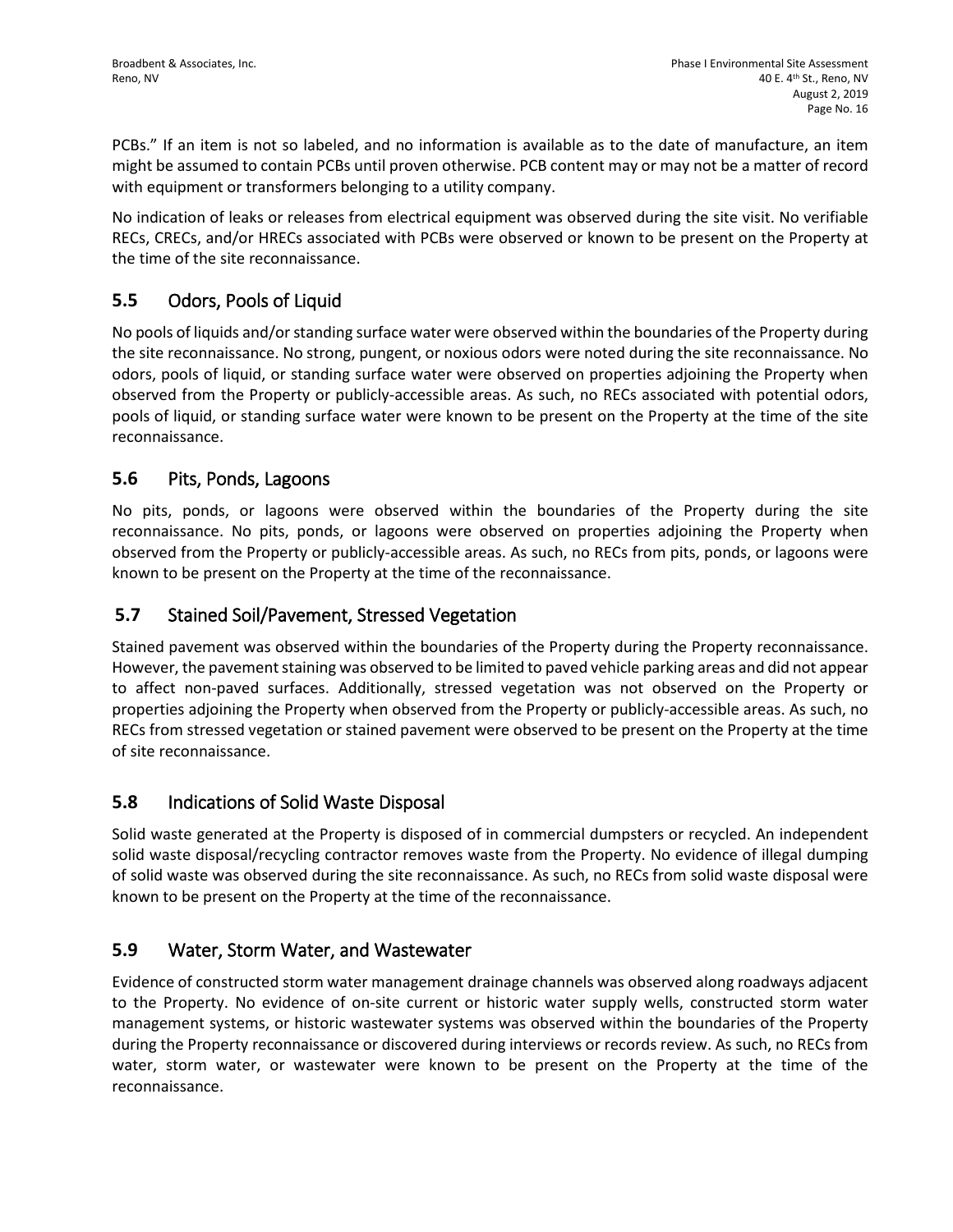PCBs." If an item is not so labeled, and no information is available as to the date of manufacture, an item might be assumed to contain PCBs until proven otherwise. PCB content may or may not be a matter of record with equipment or transformers belonging to a utility company.

No indication of leaks or releases from electrical equipment was observed during the site visit. No verifiable RECs, CRECs, and/or HRECs associated with PCBs were observed or known to be present on the Property at the time of the site reconnaissance.

## 5.5 Odors, Pools of Liquid

No pools of liquids and/or standing surface water were observed within the boundaries of the Property during the site reconnaissance. No strong, pungent, or noxious odors were noted during the site reconnaissance. No odors, pools of liquid, or standing surface water were observed on properties adjoining the Property when observed from the Property or publicly-accessible areas. As such, no RECs associated with potential odors, pools of liquid, or standing surface water were known to be present on the Property at the time of the site reconnaissance.

## 5.6 Pits, Ponds, Lagoons

No pits, ponds, or lagoons were observed within the boundaries of the Property during the site reconnaissance. No pits, ponds, or lagoons were observed on properties adjoining the Property when observed from the Property or publicly-accessible areas. As such, no RECs from pits, ponds, or lagoons were known to be present on the Property at the time of the reconnaissance.

## 5.7 Stained Soil/Pavement, Stressed Vegetation

Stained pavement was observed within the boundaries of the Property during the Property reconnaissance. However, the pavement staining was observed to be limited to paved vehicle parking areas and did not appear to affect non-paved surfaces. Additionally, stressed vegetation was not observed on the Property or properties adjoining the Property when observed from the Property or publicly-accessible areas. As such, no RECs from stressed vegetation or stained pavement were observed to be present on the Property at the time of site reconnaissance.

## 5.8 Indications of Solid Waste Disposal

Solid waste generated at the Property is disposed of in commercial dumpsters or recycled. An independent solid waste disposal/recycling contractor removes waste from the Property. No evidence of illegal dumping of solid waste was observed during the site reconnaissance. As such, no RECs from solid waste disposal were known to be present on the Property at the time of the reconnaissance.

## 5.9 Water, Storm Water, and Wastewater

Evidence of constructed storm water management drainage channels was observed along roadways adjacent to the Property. No evidence of on-site current or historic water supply wells, constructed storm water management systems, or historic wastewater systems was observed within the boundaries of the Property during the Property reconnaissance or discovered during interviews or records review. As such, no RECs from water, storm water, or wastewater were known to be present on the Property at the time of the reconnaissance.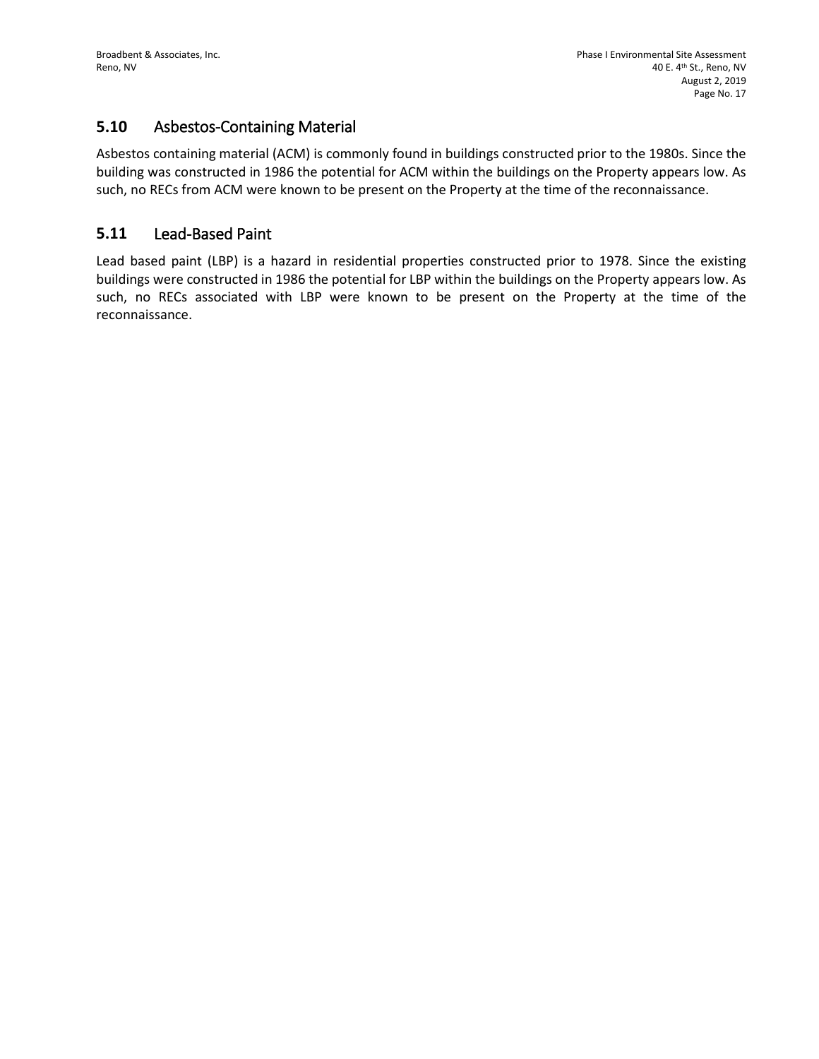## 5.10 Asbestos-Containing Material

Asbestos containing material (ACM) is commonly found in buildings constructed prior to the 1980s. Since the building was constructed in 1986 the potential for ACM within the buildings on the Property appears low. As such, no RECs from ACM were known to be present on the Property at the time of the reconnaissance.

## 5.11 Lead-Based Paint

Lead based paint (LBP) is a hazard in residential properties constructed prior to 1978. Since the existing buildings were constructed in 1986 the potential for LBP within the buildings on the Property appears low. As such, no RECs associated with LBP were known to be present on the Property at the time of the reconnaissance.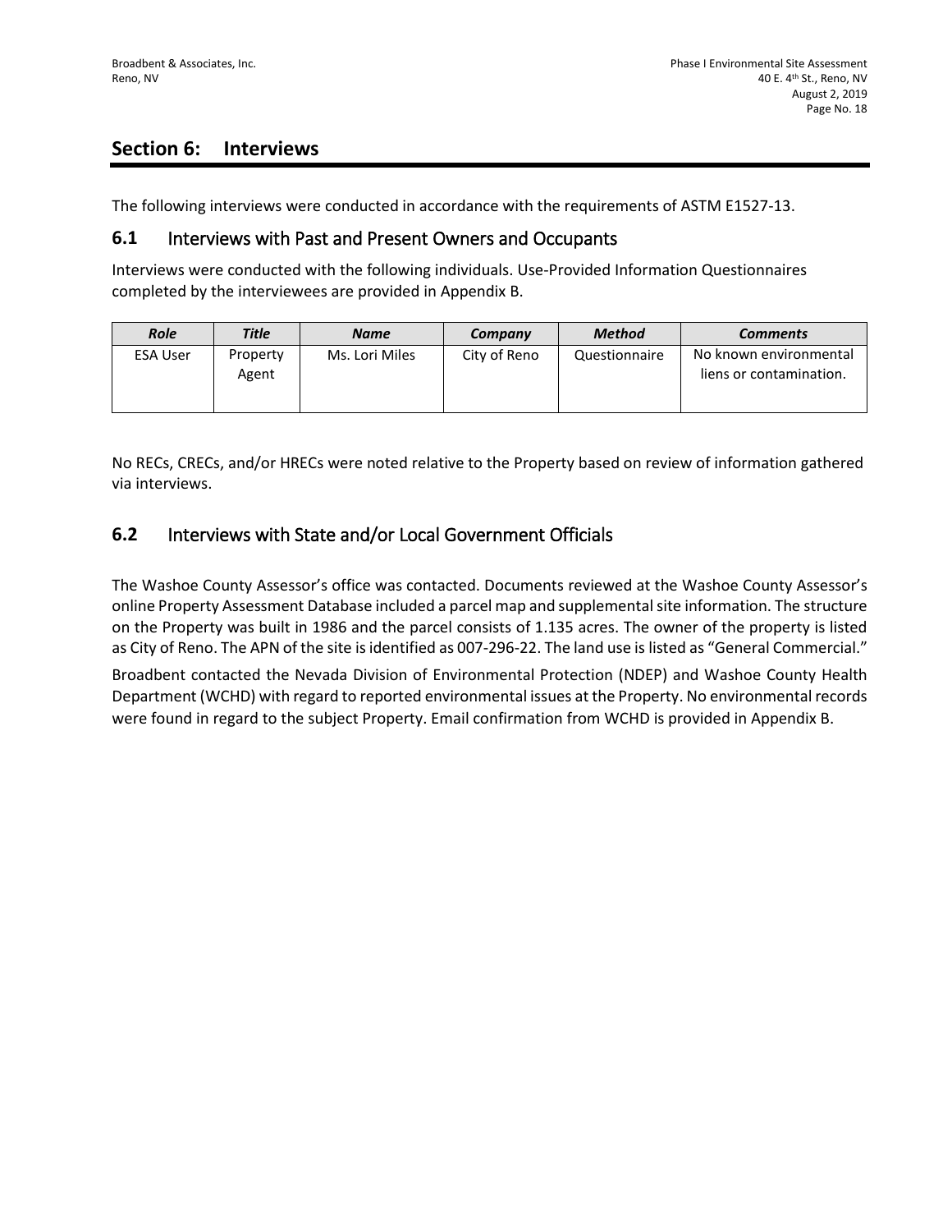## Section 6: Interviews

The following interviews were conducted in accordance with the requirements of ASTM E1527-13.

### 6.1 Interviews with Past and Present Owners and Occupants

Interviews were conducted with the following individuals. Use-Provided Information Questionnaires completed by the interviewees are provided in Appendix B.

| *Role* | *Title* | *Name* | *Company* | *Method* | *Comments* |
|---|---|---|---|---|---|
| ESA User | Property Agent | Ms. Lori Miles | City of Reno | Questionnaire | No known environmental liens or contamination. |

No RECs, CRECs, and/or HRECs were noted relative to the Property based on review of information gathered via interviews.

### 6.2 Interviews with State and/or Local Government Officials

The Washoe County Assessor's office was contacted. Documents reviewed at the Washoe County Assessor's online Property Assessment Database included a parcel map and supplemental site information. The structure on the Property was built in 1986 and the parcel consists of 1.135 acres. The owner of the property is listed as City of Reno. The APN of the site is identified as 007-296-22. The land use is listed as "General Commercial."

Broadbent contacted the Nevada Division of Environmental Protection (NDEP) and Washoe County Health Department (WCHD) with regard to reported environmental issues at the Property. No environmental records were found in regard to the subject Property. Email confirmation from WCHD is provided in Appendix B.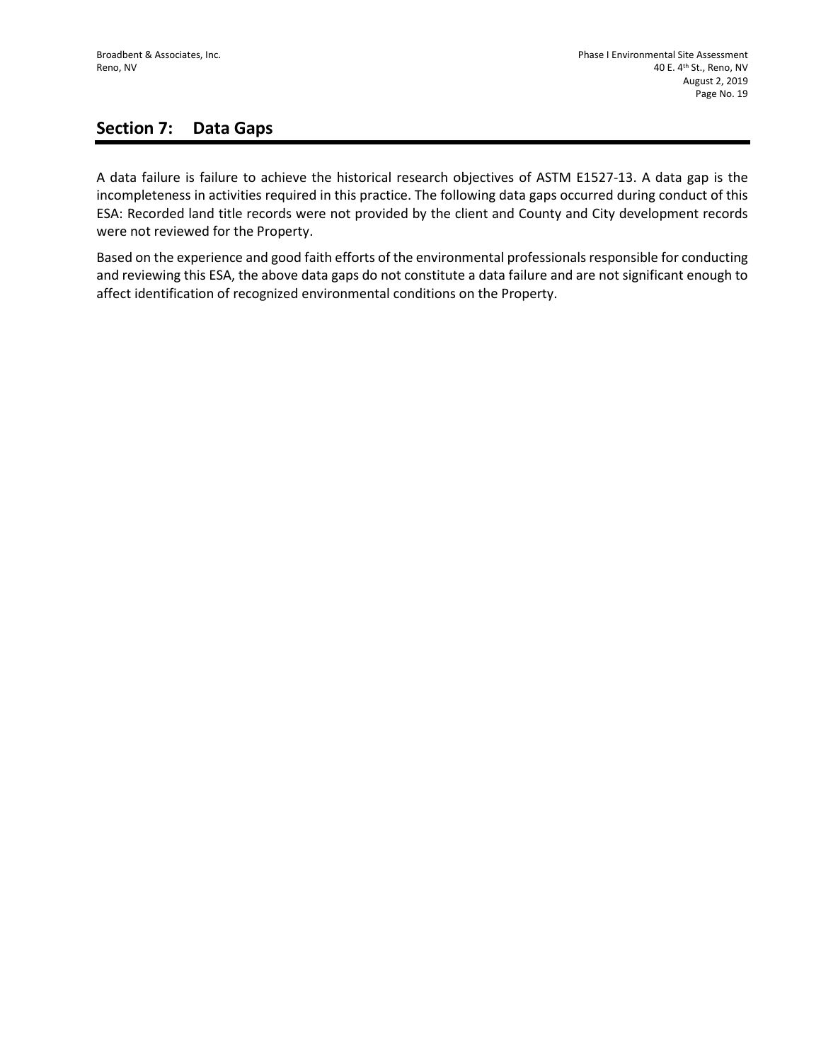## Section 7: Data Gaps

A data failure is failure to achieve the historical research objectives of ASTM E1527-13. A data gap is the incompleteness in activities required in this practice. The following data gaps occurred during conduct of this ESA: Recorded land title records were not provided by the client and County and City development records were not reviewed for the Property.

Based on the experience and good faith efforts of the environmental professionals responsible for conducting and reviewing this ESA, the above data gaps do not constitute a data failure and are not significant enough to affect identification of recognized environmental conditions on the Property.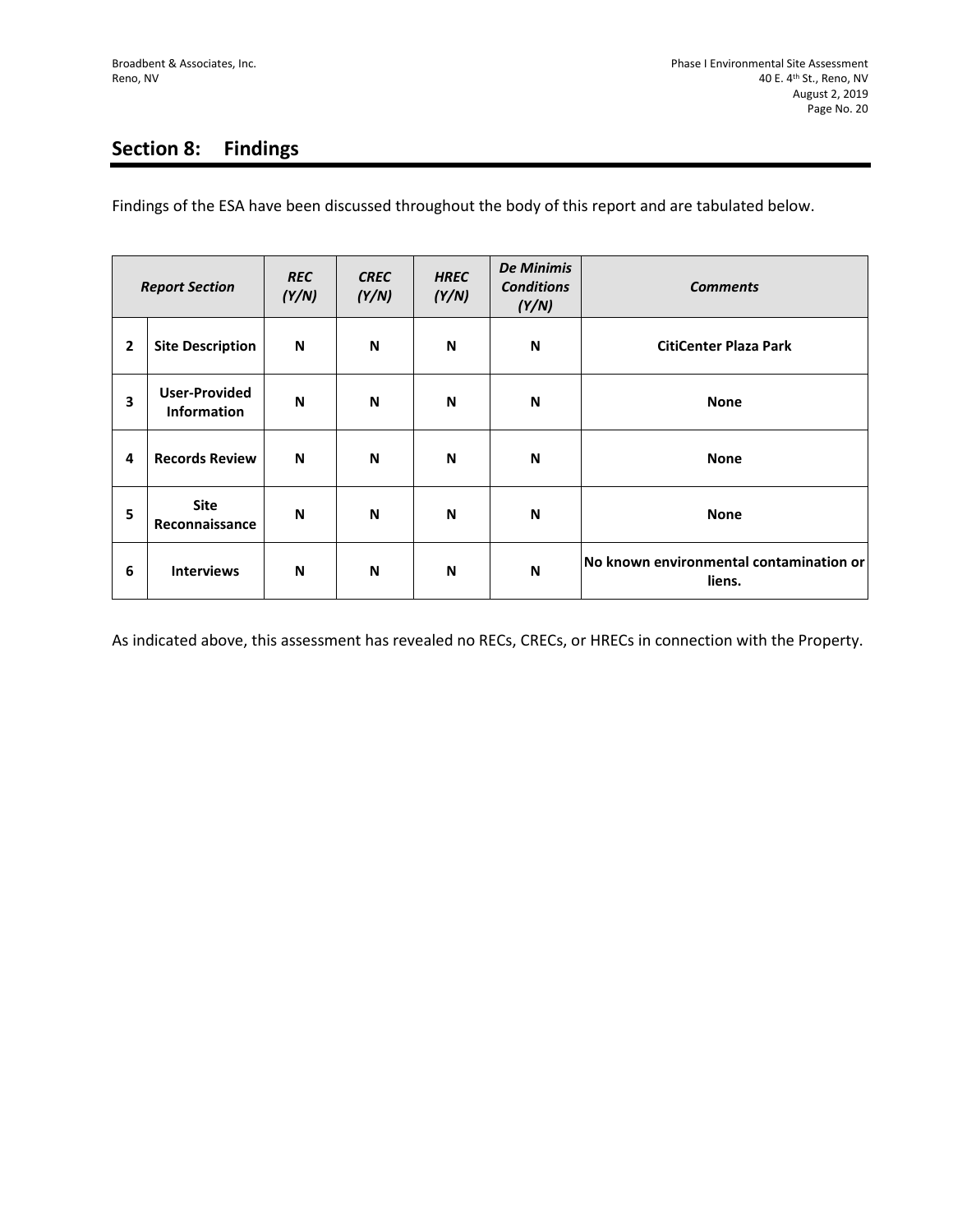## Section 8: Findings

Findings of the ESA have been discussed throughout the body of this report and are tabulated below.

| *Report Section* | | *REC (Y/N)* | *CREC (Y/N)* | *HREC (Y/N)* | *De Minimis Conditions (Y/N)* | *Comments* |
|---|---|---|---|---|---|---|
| **2** | **Site Description** | **N** | **N** | **N** | **N** | **CitiCenter Plaza Park** |
| **3** | **User-Provided Information** | **N** | **N** | **N** | **N** | **None** |
| **4** | **Records Review** | **N** | **N** | **N** | **N** | **None** |
| **5** | **Site Reconnaissance** | **N** | **N** | **N** | **N** | **None** |
| **6** | **Interviews** | **N** | **N** | **N** | **N** | **No known environmental contamination or liens.** |

As indicated above, this assessment has revealed no RECs, CRECs, or HRECs in connection with the Property.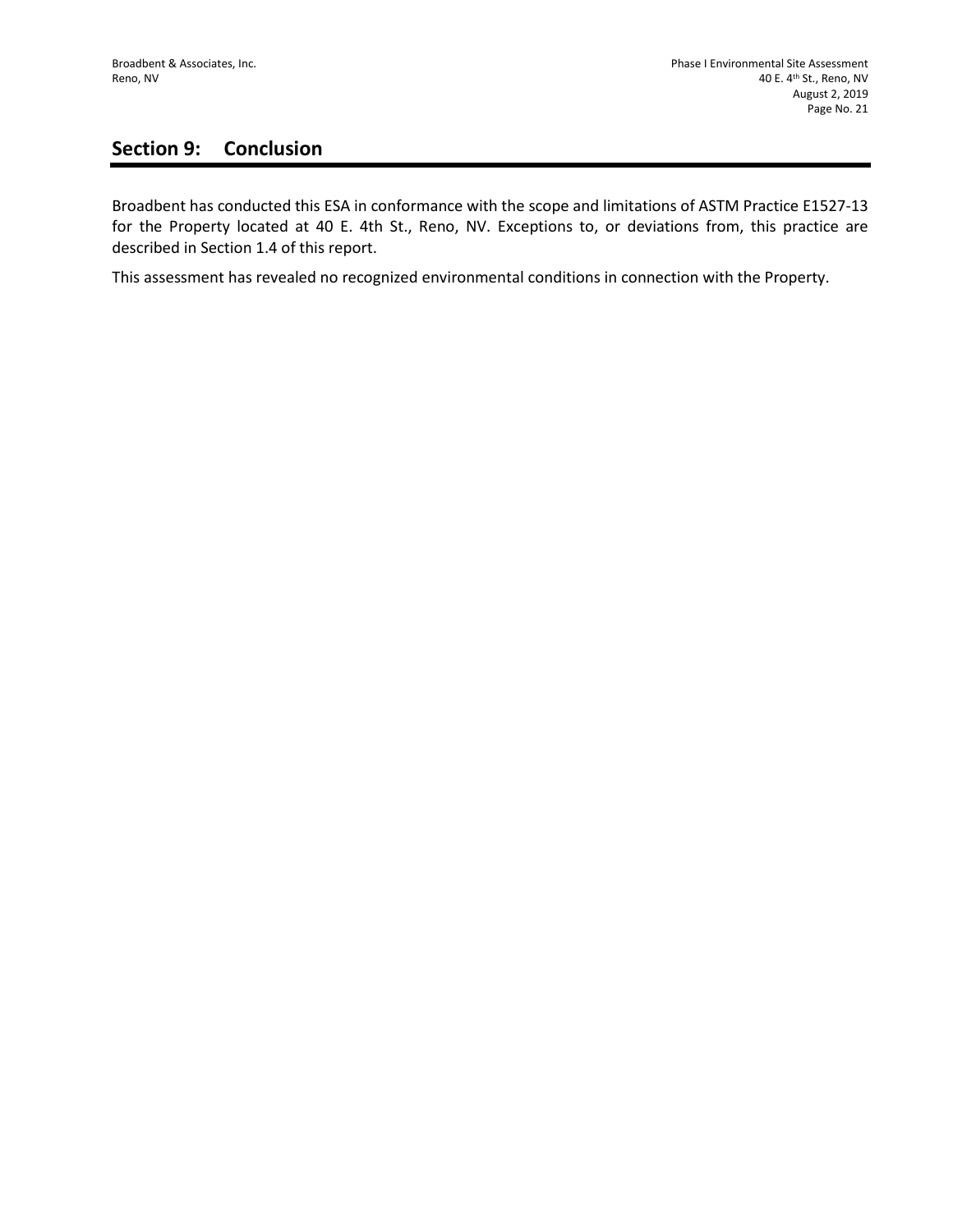# Section 9: Conclusion

Broadbent has conducted this ESA in conformance with the scope and limitations of ASTM Practice E1527-13 for the Property located at 40 E. 4th St., Reno, NV. Exceptions to, or deviations from, this practice are described in Section 1.4 of this report.

This assessment has revealed no recognized environmental conditions in connection with the Property.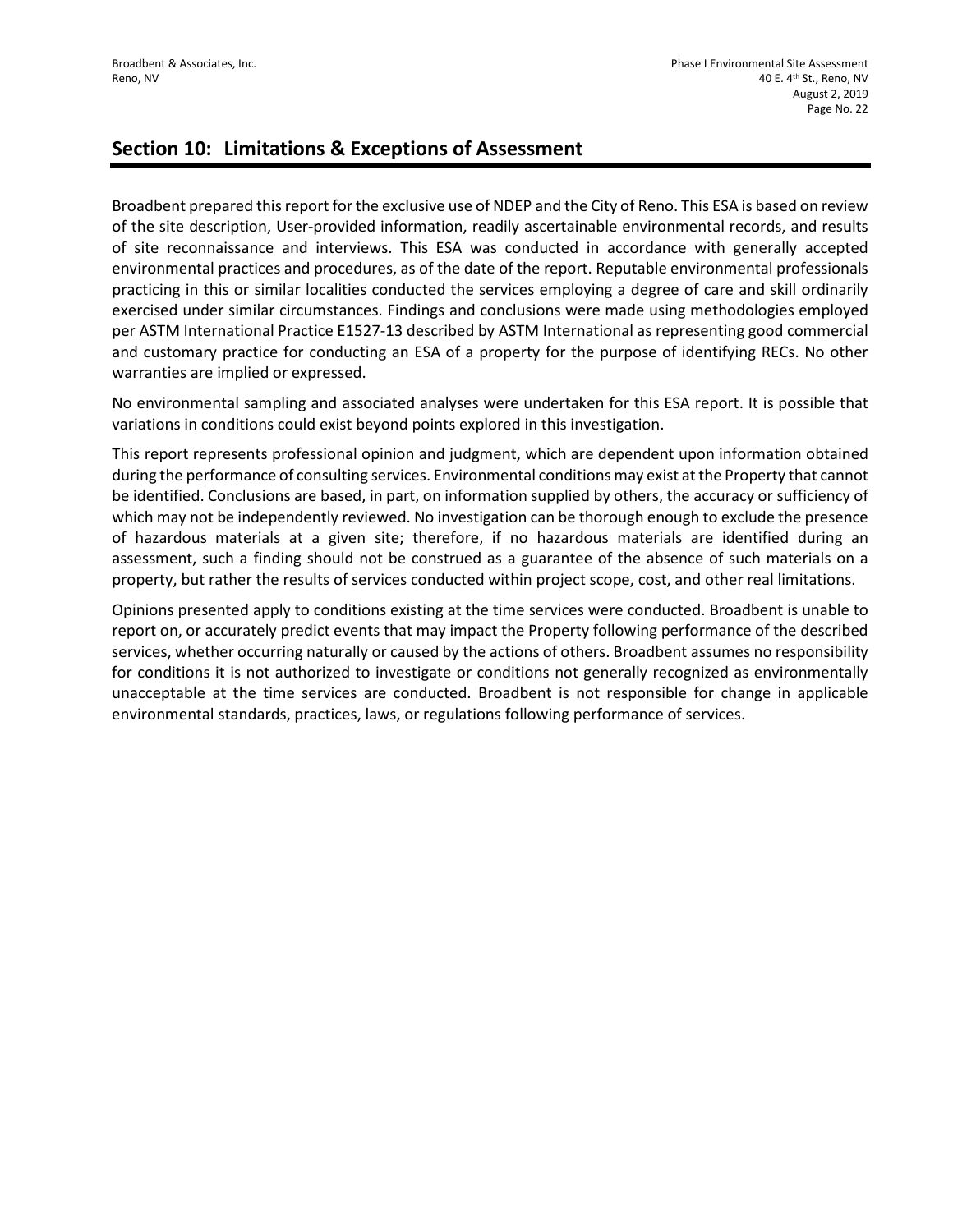## Section 10: Limitations & Exceptions of Assessment

Broadbent prepared this report for the exclusive use of NDEP and the City of Reno. This ESA is based on review of the site description, User-provided information, readily ascertainable environmental records, and results of site reconnaissance and interviews. This ESA was conducted in accordance with generally accepted environmental practices and procedures, as of the date of the report. Reputable environmental professionals practicing in this or similar localities conducted the services employing a degree of care and skill ordinarily exercised under similar circumstances. Findings and conclusions were made using methodologies employed per ASTM International Practice E1527-13 described by ASTM International as representing good commercial and customary practice for conducting an ESA of a property for the purpose of identifying RECs. No other warranties are implied or expressed.

No environmental sampling and associated analyses were undertaken for this ESA report. It is possible that variations in conditions could exist beyond points explored in this investigation.

This report represents professional opinion and judgment, which are dependent upon information obtained during the performance of consulting services. Environmental conditions may exist at the Property that cannot be identified. Conclusions are based, in part, on information supplied by others, the accuracy or sufficiency of which may not be independently reviewed. No investigation can be thorough enough to exclude the presence of hazardous materials at a given site; therefore, if no hazardous materials are identified during an assessment, such a finding should not be construed as a guarantee of the absence of such materials on a property, but rather the results of services conducted within project scope, cost, and other real limitations.

Opinions presented apply to conditions existing at the time services were conducted. Broadbent is unable to report on, or accurately predict events that may impact the Property following performance of the described services, whether occurring naturally or caused by the actions of others. Broadbent assumes no responsibility for conditions it is not authorized to investigate or conditions not generally recognized as environmentally unacceptable at the time services are conducted. Broadbent is not responsible for change in applicable environmental standards, practices, laws, or regulations following performance of services.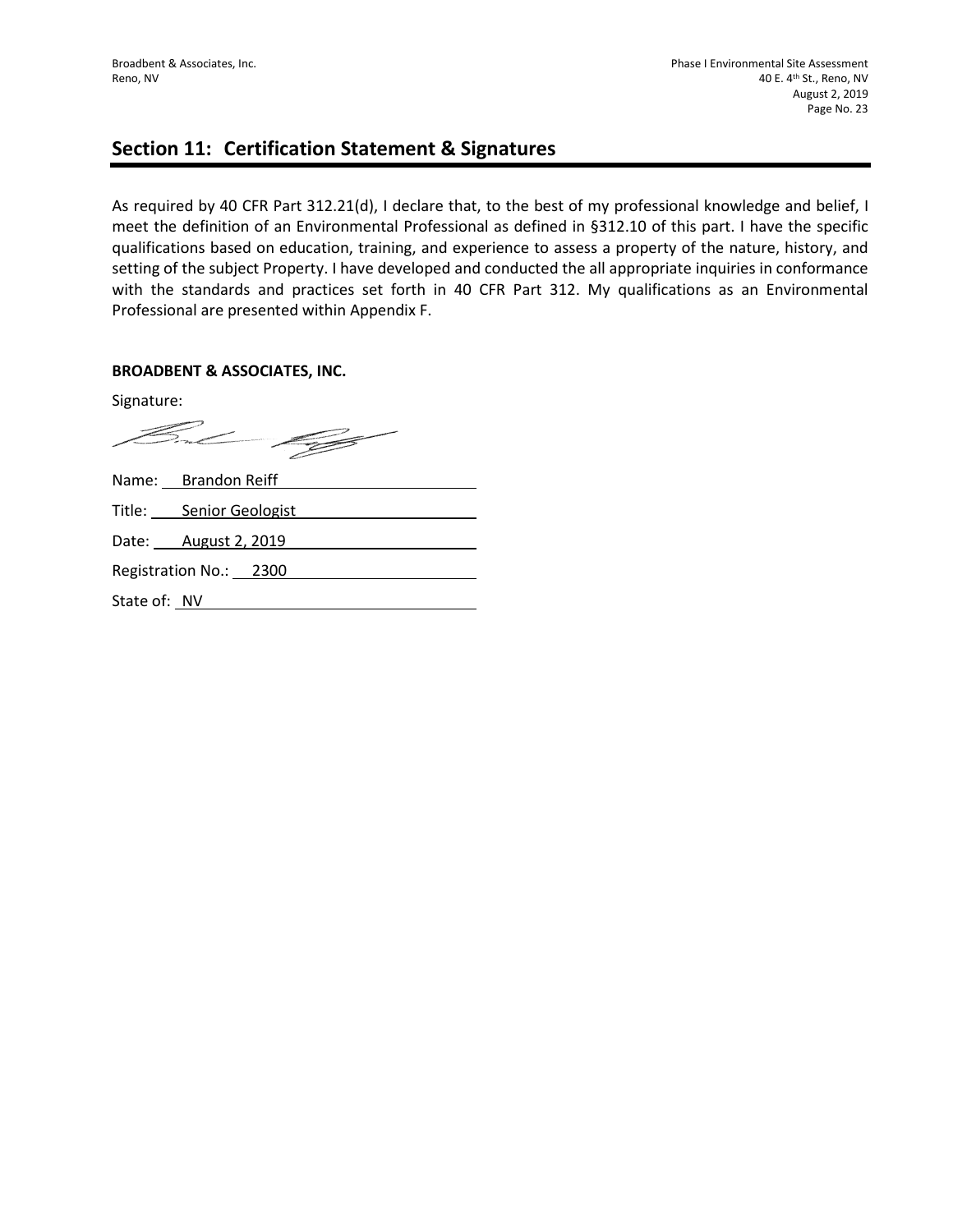## Section 11: Certification Statement & Signatures

As required by 40 CFR Part 312.21(d), I declare that, to the best of my professional knowledge and belief, I meet the definition of an Environmental Professional as defined in §312.10 of this part. I have the specific qualifications based on education, training, and experience to assess a property of the nature, history, and setting of the subject Property. I have developed and conducted the all appropriate inquiries in conformance with the standards and practices set forth in 40 CFR Part 312. My qualifications as an Environmental Professional are presented within Appendix F.

**BROADBENT & ASSOCIATES, INC.**

Signature:

Name: Brandon Reiff

Title: Senior Geologist

Date: August 2, 2019

Registration No.: 2300

State of: NV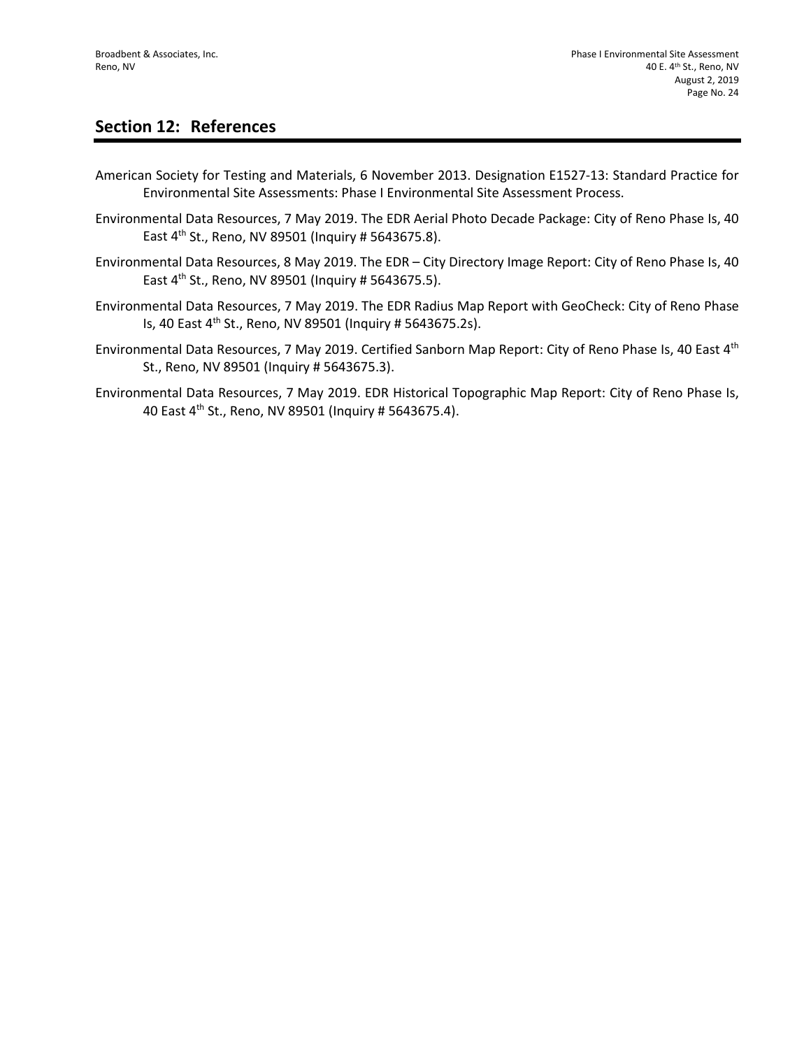## Section 12: References

American Society for Testing and Materials, 6 November 2013. Designation E1527-13: Standard Practice for Environmental Site Assessments: Phase I Environmental Site Assessment Process.

Environmental Data Resources, 7 May 2019. The EDR Aerial Photo Decade Package: City of Reno Phase Is, 40 East 4th St., Reno, NV 89501 (Inquiry # 5643675.8).

Environmental Data Resources, 8 May 2019. The EDR – City Directory Image Report: City of Reno Phase Is, 40 East 4th St., Reno, NV 89501 (Inquiry # 5643675.5).

Environmental Data Resources, 7 May 2019. The EDR Radius Map Report with GeoCheck: City of Reno Phase Is, 40 East 4th St., Reno, NV 89501 (Inquiry # 5643675.2s).

Environmental Data Resources, 7 May 2019. Certified Sanborn Map Report: City of Reno Phase Is, 40 East 4th St., Reno, NV 89501 (Inquiry # 5643675.3).

Environmental Data Resources, 7 May 2019. EDR Historical Topographic Map Report: City of Reno Phase Is, 40 East 4th St., Reno, NV 89501 (Inquiry # 5643675.4).